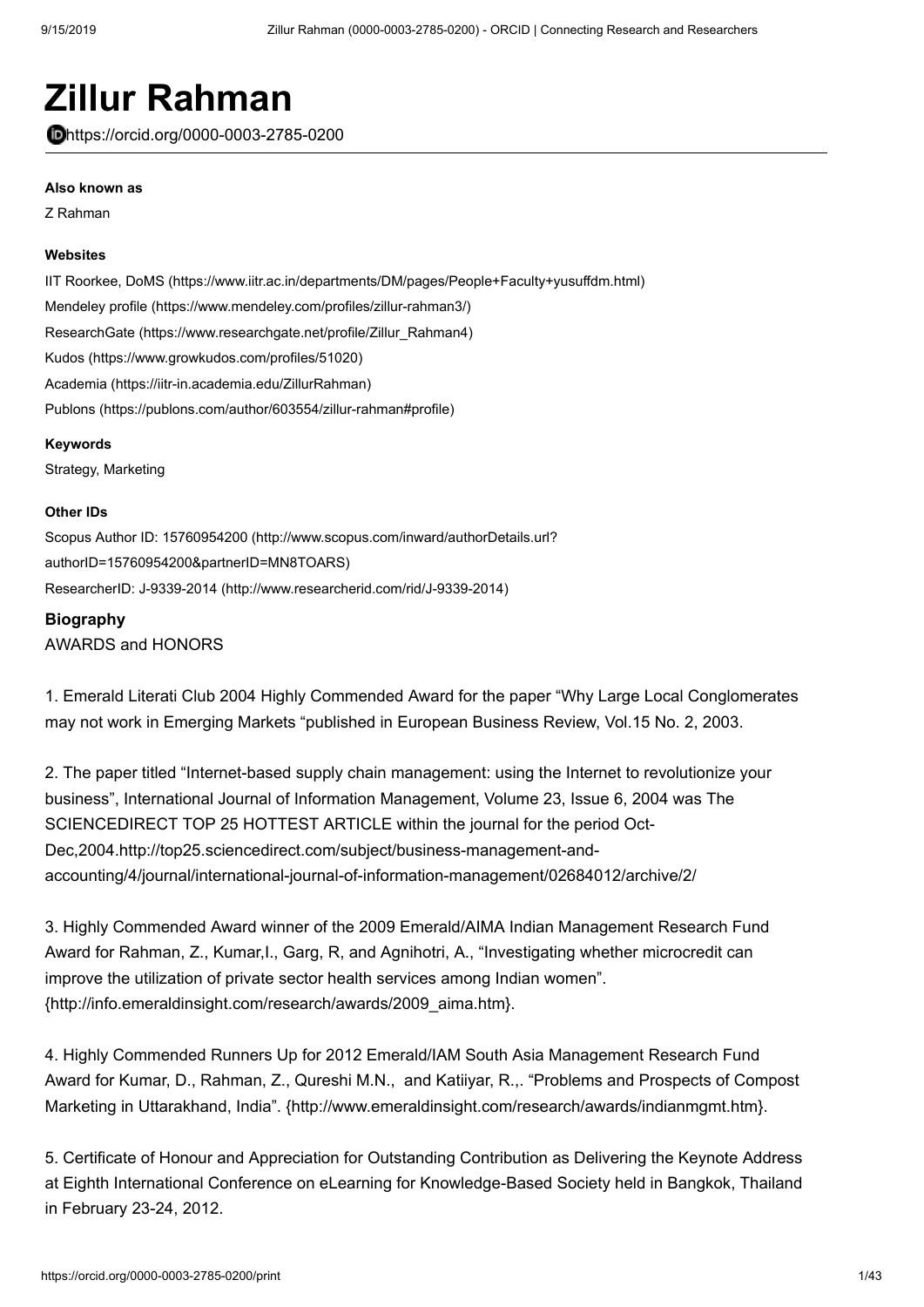# Zillur Rahman

https://orcid.org/0000-0003-2785-0200

**Also known as**

Z Rahman

**Websites**

IIT Roorkee, DoMS (https://www.iitr.ac.in/departments/DM/pages/People+Faculty+yusuffdm.html)

Mendeley profile (https://www.mendeley.com/profiles/zillur-rahman3/)

ResearchGate (https://www.researchgate.net/profile/Zillur_Rahman4)

Kudos (https://www.growkudos.com/profiles/51020)

Academia (https://iitr-in.academia.edu/ZillurRahman)

Publons (https://publons.com/author/603554/zillur-rahman#profile)

**Keywords**

Strategy, Marketing

**Other IDs**

Scopus Author ID: 15760954200 (http://www.scopus.com/inward/authorDetails.url?authorID=15760954200&partnerID=MN8TOARS)

ResearcherID: J-9339-2014 (http://www.researcherid.com/rid/J-9339-2014)

## Biography

AWARDS and HONORS

1. Emerald Literati Club 2004 Highly Commended Award for the paper "Why Large Local Conglomerates may not work in Emerging Markets "published in European Business Review, Vol.15 No. 2, 2003.

2. The paper titled "Internet-based supply chain management: using the Internet to revolutionize your business", International Journal of Information Management, Volume 23, Issue 6, 2004 was The SCIENCEDIRECT TOP 25 HOTTEST ARTICLE within the journal for the period Oct-Dec,2004.http://top25.sciencedirect.com/subject/business-management-and-accounting/4/journal/international-journal-of-information-management/02684012/archive/2/

3. Highly Commended Award winner of the 2009 Emerald/AIMA Indian Management Research Fund Award for Rahman, Z., Kumar,I., Garg, R, and Agnihotri, A., "Investigating whether microcredit can improve the utilization of private sector health services among Indian women". {http://info.emeraldinsight.com/research/awards/2009_aima.htm}.

4. Highly Commended Runners Up for 2012 Emerald/IAM South Asia Management Research Fund Award for Kumar, D., Rahman, Z., Qureshi M.N., and Katiiyar, R.,. "Problems and Prospects of Compost Marketing in Uttarakhand, India". {http://www.emeraldinsight.com/research/awards/indianmgmt.htm}.

5. Certificate of Honour and Appreciation for Outstanding Contribution as Delivering the Keynote Address at Eighth International Conference on eLearning for Knowledge-Based Society held in Bangkok, Thailand in February 23-24, 2012.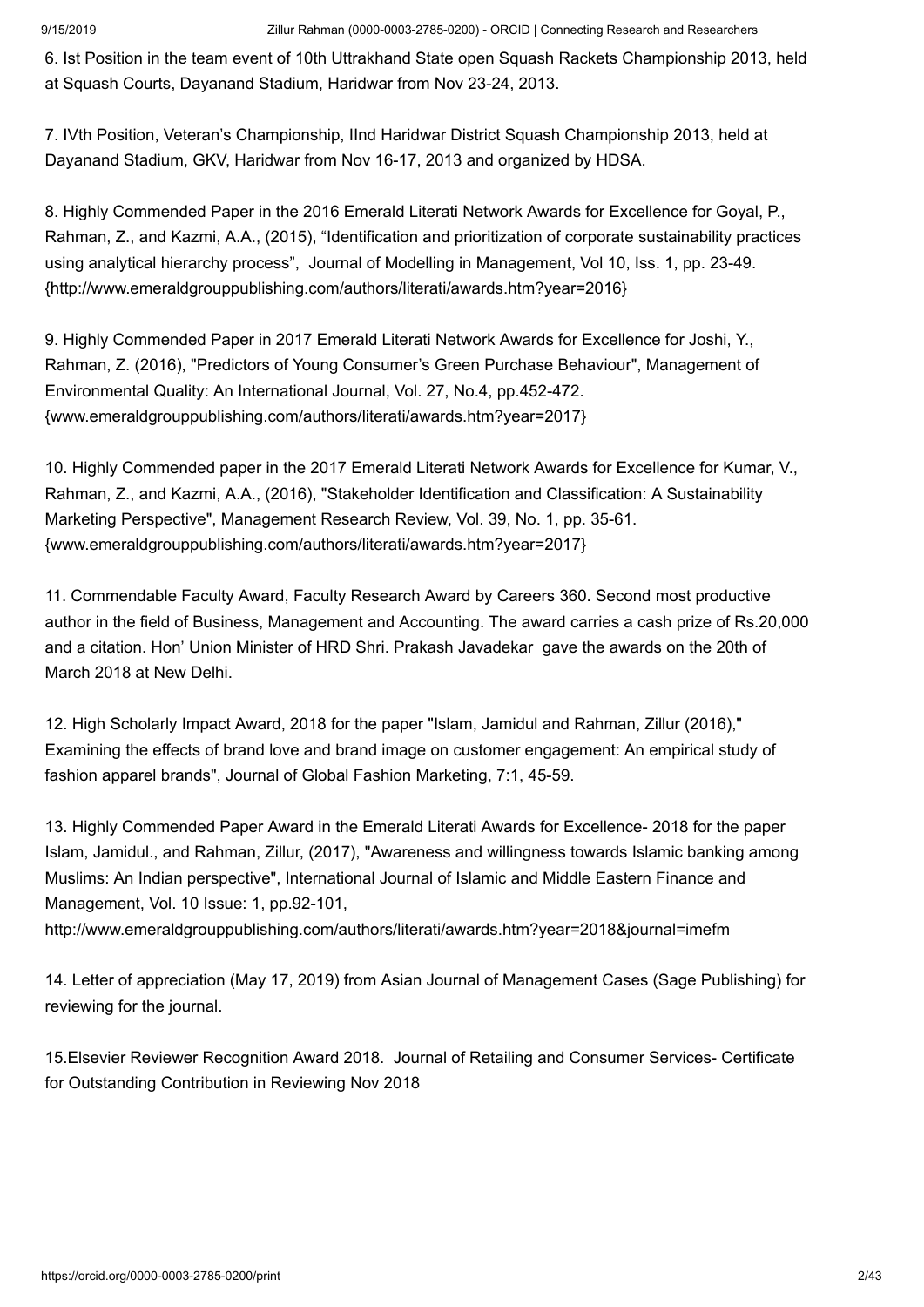6. Ist Position in the team event of 10th Uttrakhand State open Squash Rackets Championship 2013, held at Squash Courts, Dayanand Stadium, Haridwar from Nov 23-24, 2013.

7. IVth Position, Veteran's Championship, IInd Haridwar District Squash Championship 2013, held at Dayanand Stadium, GKV, Haridwar from Nov 16-17, 2013 and organized by HDSA.

8. Highly Commended Paper in the 2016 Emerald Literati Network Awards for Excellence for Goyal, P., Rahman, Z., and Kazmi, A.A., (2015), "Identification and prioritization of corporate sustainability practices using analytical hierarchy process", Journal of Modelling in Management, Vol 10, Iss. 1, pp. 23-49. {http://www.emeraldgrouppublishing.com/authors/literati/awards.htm?year=2016}

9. Highly Commended Paper in 2017 Emerald Literati Network Awards for Excellence for Joshi, Y., Rahman, Z. (2016), "Predictors of Young Consumer's Green Purchase Behaviour", Management of Environmental Quality: An International Journal, Vol. 27, No.4, pp.452-472. {www.emeraldgrouppublishing.com/authors/literati/awards.htm?year=2017}

10. Highly Commended paper in the 2017 Emerald Literati Network Awards for Excellence for Kumar, V., Rahman, Z., and Kazmi, A.A., (2016), "Stakeholder Identification and Classification: A Sustainability Marketing Perspective", Management Research Review, Vol. 39, No. 1, pp. 35-61. {www.emeraldgrouppublishing.com/authors/literati/awards.htm?year=2017}

11. Commendable Faculty Award, Faculty Research Award by Careers 360. Second most productive author in the field of Business, Management and Accounting. The award carries a cash prize of Rs.20,000 and a citation. Hon' Union Minister of HRD Shri. Prakash Javadekar gave the awards on the 20th of March 2018 at New Delhi.

12. High Scholarly Impact Award, 2018 for the paper "Islam, Jamidul and Rahman, Zillur (2016)," Examining the effects of brand love and brand image on customer engagement: An empirical study of fashion apparel brands", Journal of Global Fashion Marketing, 7:1, 45-59.

13. Highly Commended Paper Award in the Emerald Literati Awards for Excellence- 2018 for the paper Islam, Jamidul., and Rahman, Zillur, (2017), "Awareness and willingness towards Islamic banking among Muslims: An Indian perspective", International Journal of Islamic and Middle Eastern Finance and Management, Vol. 10 Issue: 1, pp.92-101, http://www.emeraldgrouppublishing.com/authors/literati/awards.htm?year=2018&journal=imefm

14. Letter of appreciation (May 17, 2019) from Asian Journal of Management Cases (Sage Publishing) for reviewing for the journal.

15.Elsevier Reviewer Recognition Award 2018. Journal of Retailing and Consumer Services- Certificate for Outstanding Contribution in Reviewing Nov 2018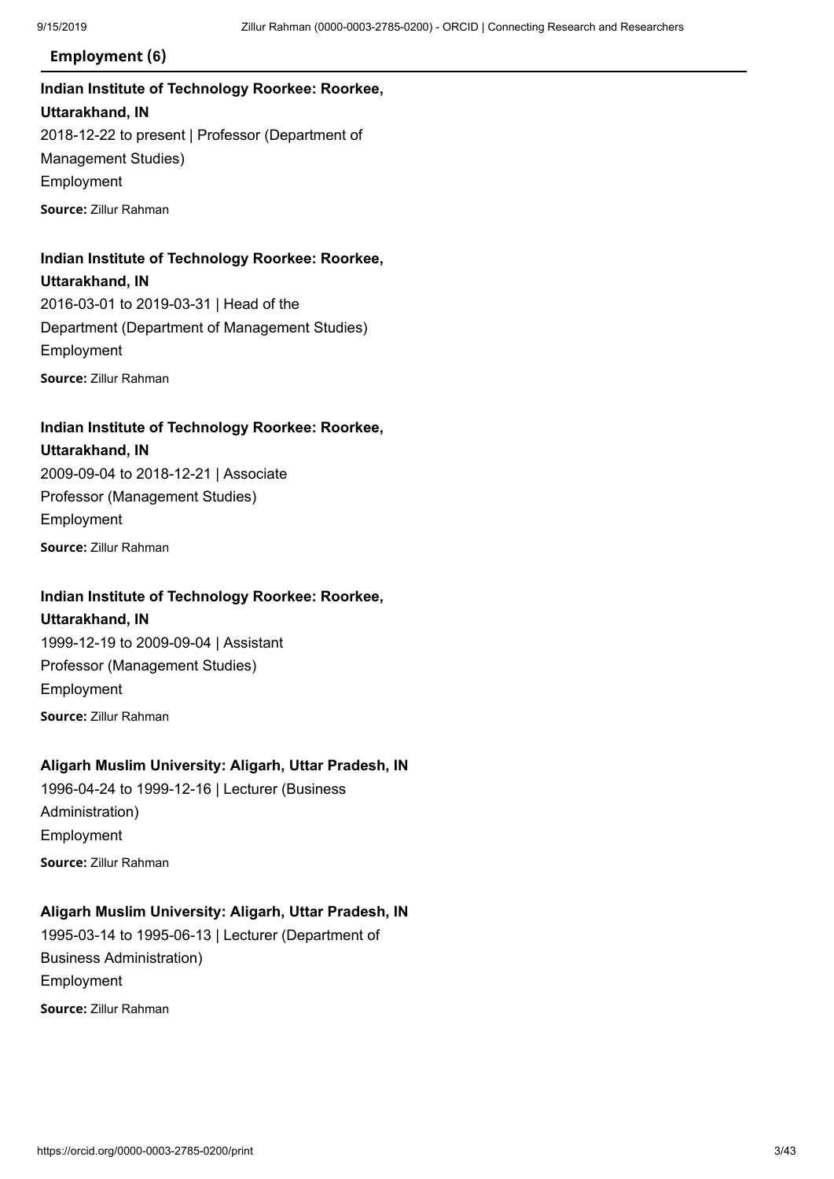## Employment (6)

**Indian Institute of Technology Roorkee: Roorkee, Uttarakhand, IN**
2018-12-22 to present | Professor (Department of Management Studies)
Employment

**Source:** Zillur Rahman

**Indian Institute of Technology Roorkee: Roorkee, Uttarakhand, IN**
2016-03-01 to 2019-03-31 | Head of the Department (Department of Management Studies)
Employment

**Source:** Zillur Rahman

**Indian Institute of Technology Roorkee: Roorkee, Uttarakhand, IN**
2009-09-04 to 2018-12-21 | Associate Professor (Management Studies)
Employment

**Source:** Zillur Rahman

**Indian Institute of Technology Roorkee: Roorkee, Uttarakhand, IN**
1999-12-19 to 2009-09-04 | Assistant Professor (Management Studies)
Employment

**Source:** Zillur Rahman

**Aligarh Muslim University: Aligarh, Uttar Pradesh, IN**
1996-04-24 to 1999-12-16 | Lecturer (Business Administration)
Employment

**Source:** Zillur Rahman

**Aligarh Muslim University: Aligarh, Uttar Pradesh, IN**
1995-03-14 to 1995-06-13 | Lecturer (Department of Business Administration)
Employment

**Source:** Zillur Rahman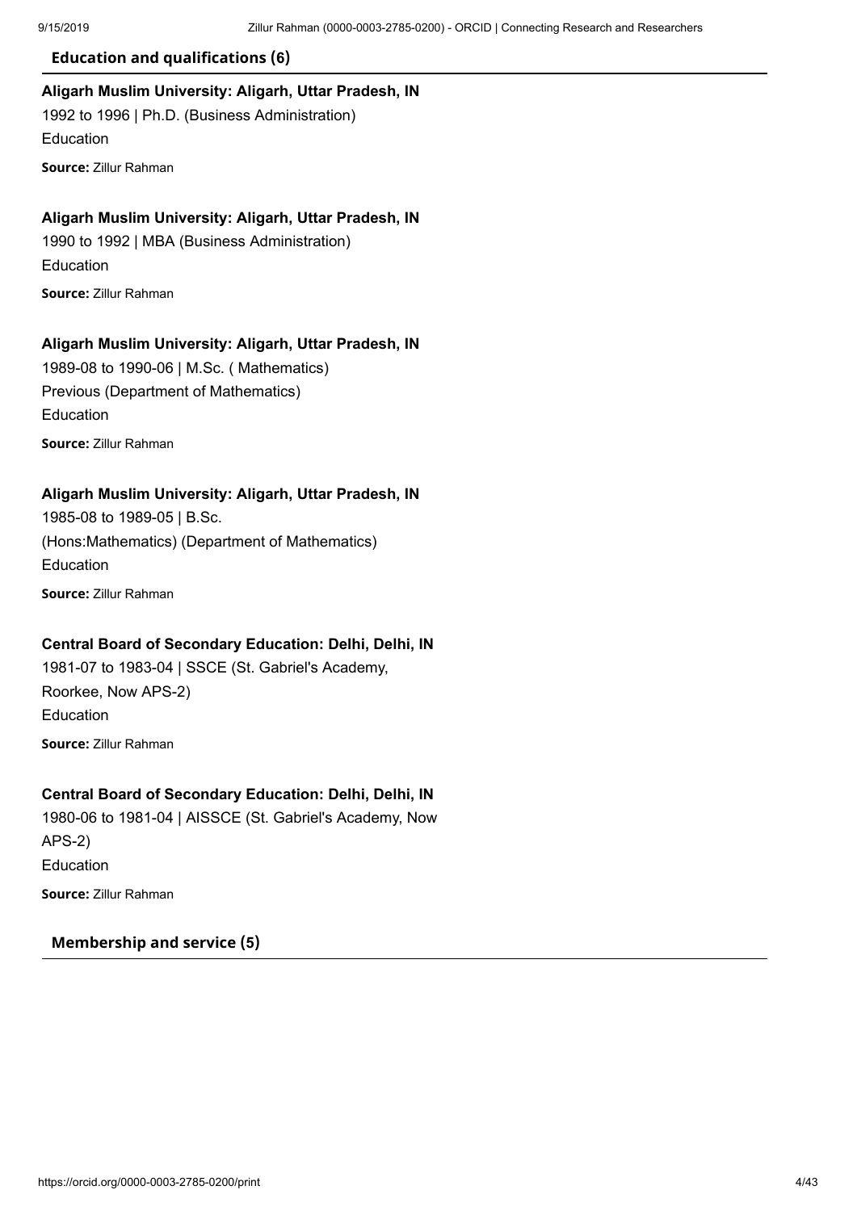## Education and qualifications (6)

**Aligarh Muslim University: Aligarh, Uttar Pradesh, IN**

1992 to 1996 | Ph.D. (Business Administration)

Education

**Source:** Zillur Rahman

**Aligarh Muslim University: Aligarh, Uttar Pradesh, IN**

1990 to 1992 | MBA (Business Administration)

Education

**Source:** Zillur Rahman

**Aligarh Muslim University: Aligarh, Uttar Pradesh, IN**

1989-08 to 1990-06 | M.Sc. ( Mathematics)
Previous (Department of Mathematics)

Education

**Source:** Zillur Rahman

**Aligarh Muslim University: Aligarh, Uttar Pradesh, IN**

1985-08 to 1989-05 | B.Sc.
(Hons:Mathematics) (Department of Mathematics)

Education

**Source:** Zillur Rahman

**Central Board of Secondary Education: Delhi, Delhi, IN**

1981-07 to 1983-04 | SSCE (St. Gabriel's Academy,
Roorkee, Now APS-2)

Education

**Source:** Zillur Rahman

**Central Board of Secondary Education: Delhi, Delhi, IN**

1980-06 to 1981-04 | AISSCE (St. Gabriel's Academy, Now
APS-2)

Education

**Source:** Zillur Rahman

## Membership and service (5)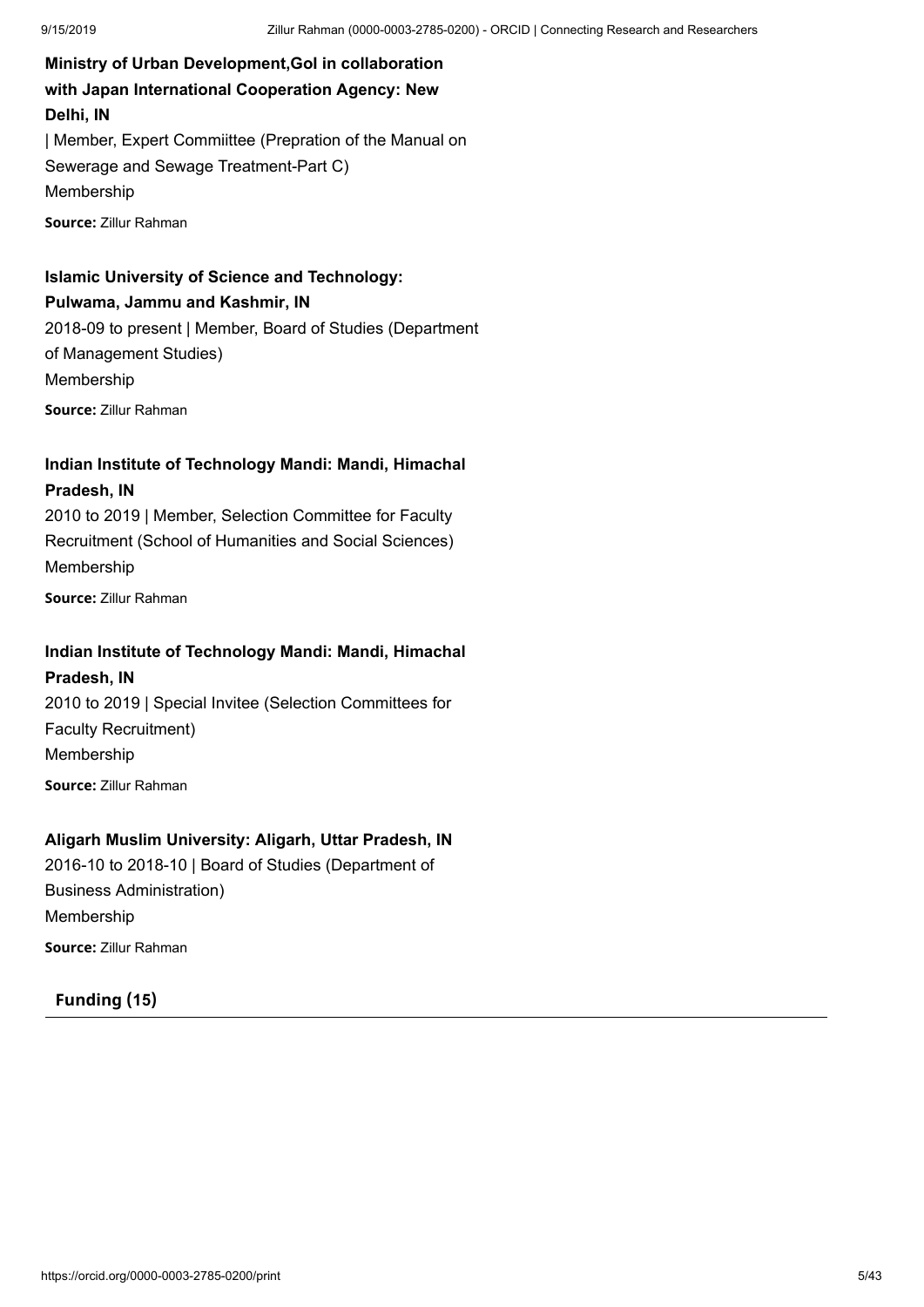**Ministry of Urban Development,GoI in collaboration with Japan International Cooperation Agency: New Delhi, IN**

| Member, Expert Commiittee (Prepration of the Manual on Sewerage and Sewage Treatment-Part C)
Membership

**Source:** Zillur Rahman

**Islamic University of Science and Technology: Pulwama, Jammu and Kashmir, IN**

2018-09 to present | Member, Board of Studies (Department of Management Studies)
Membership

**Source:** Zillur Rahman

**Indian Institute of Technology Mandi: Mandi, Himachal Pradesh, IN**

2010 to 2019 | Member, Selection Committee for Faculty Recruitment (School of Humanities and Social Sciences)
Membership

**Source:** Zillur Rahman

**Indian Institute of Technology Mandi: Mandi, Himachal Pradesh, IN**

2010 to 2019 | Special Invitee (Selection Committees for Faculty Recruitment)
Membership

**Source:** Zillur Rahman

**Aligarh Muslim University: Aligarh, Uttar Pradesh, IN**

2016-10 to 2018-10 | Board of Studies (Department of Business Administration)
Membership

**Source:** Zillur Rahman

## Funding (15)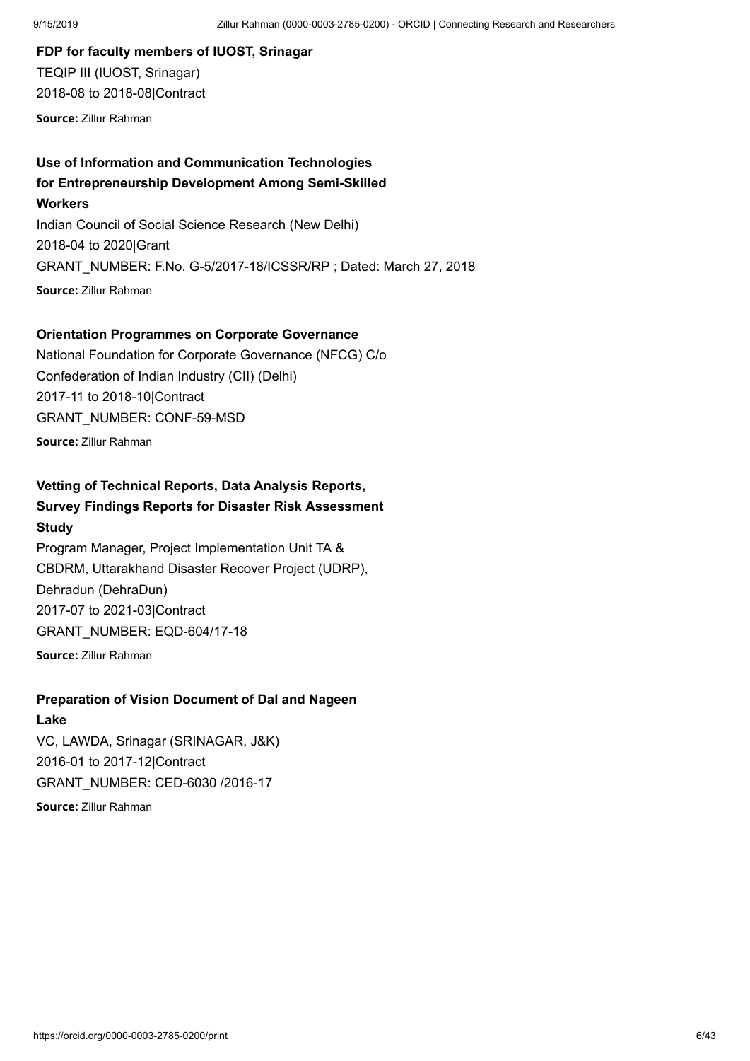**FDP for faculty members of IUOST, Srinagar**

TEQIP III (IUOST, Srinagar)

2018-08 to 2018-08|Contract

**Source:** Zillur Rahman

**Use of Information and Communication Technologies for Entrepreneurship Development Among Semi-Skilled Workers**

Indian Council of Social Science Research (New Delhi)

2018-04 to 2020|Grant

GRANT_NUMBER: F.No. G-5/2017-18/ICSSR/RP ; Dated: March 27, 2018

**Source:** Zillur Rahman

**Orientation Programmes on Corporate Governance**

National Foundation for Corporate Governance (NFCG) C/o Confederation of Indian Industry (CII) (Delhi)

2017-11 to 2018-10|Contract

GRANT_NUMBER: CONF-59-MSD

**Source:** Zillur Rahman

**Vetting of Technical Reports, Data Analysis Reports, Survey Findings Reports for Disaster Risk Assessment Study**

Program Manager, Project Implementation Unit TA & CBDRM, Uttarakhand Disaster Recover Project (UDRP), Dehradun (DehraDun)

2017-07 to 2021-03|Contract

GRANT_NUMBER: EQD-604/17-18

**Source:** Zillur Rahman

**Preparation of Vision Document of Dal and Nageen Lake**

VC, LAWDA, Srinagar (SRINAGAR, J&K)

2016-01 to 2017-12|Contract

GRANT_NUMBER: CED-6030 /2016-17

**Source:** Zillur Rahman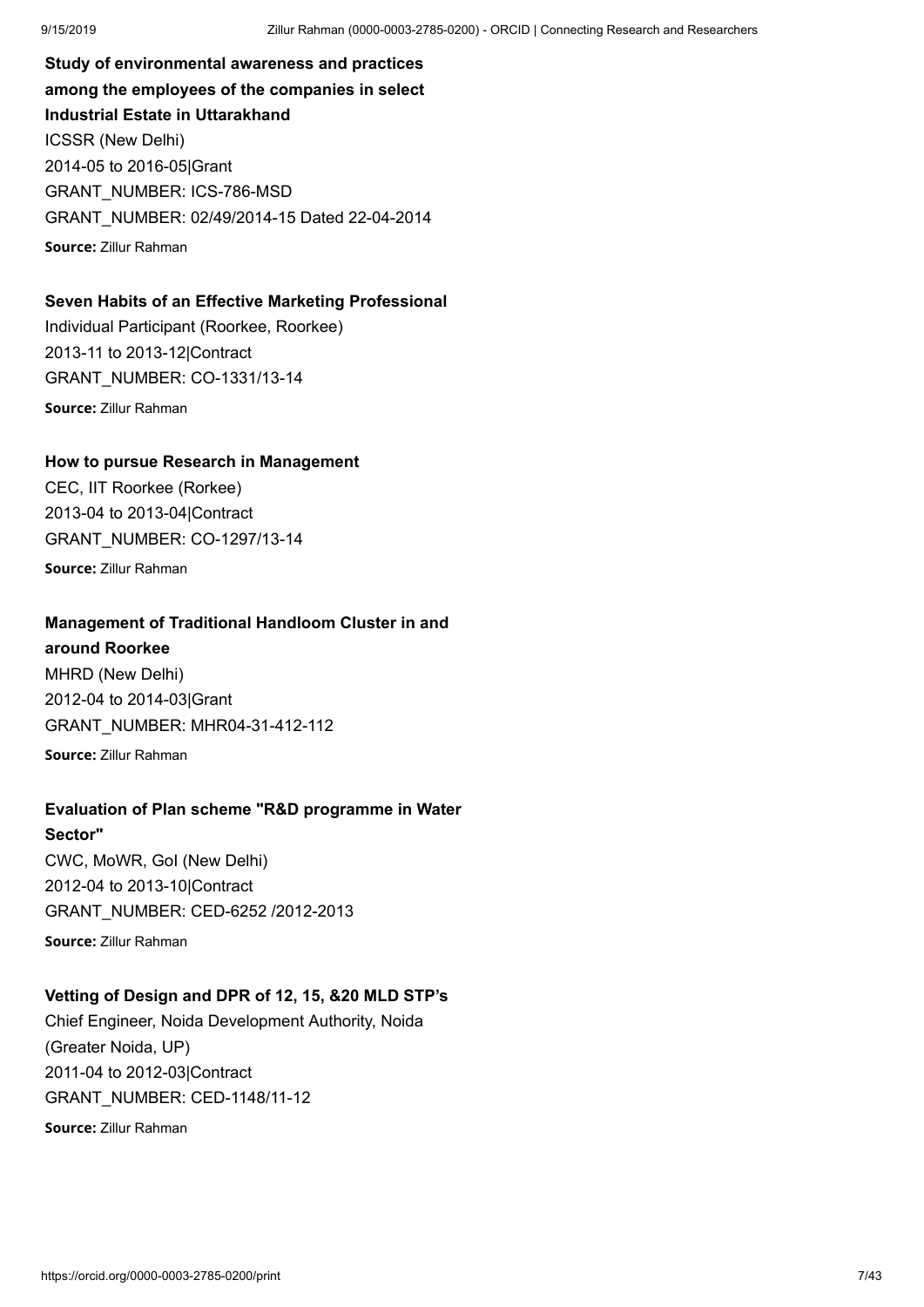**Study of environmental awareness and practices among the employees of the companies in select Industrial Estate in Uttarakhand**

ICSSR (New Delhi)
2014-05 to 2016-05|Grant
GRANT_NUMBER: ICS-786-MSD
GRANT_NUMBER: 02/49/2014-15 Dated 22-04-2014
**Source:** Zillur Rahman

**Seven Habits of an Effective Marketing Professional**

Individual Participant (Roorkee, Roorkee)
2013-11 to 2013-12|Contract
GRANT_NUMBER: CO-1331/13-14
**Source:** Zillur Rahman

**How to pursue Research in Management**

CEC, IIT Roorkee (Rorkee)
2013-04 to 2013-04|Contract
GRANT_NUMBER: CO-1297/13-14
**Source:** Zillur Rahman

**Management of Traditional Handloom Cluster in and around Roorkee**

MHRD (New Delhi)
2012-04 to 2014-03|Grant
GRANT_NUMBER: MHR04-31-412-112
**Source:** Zillur Rahman

**Evaluation of Plan scheme "R&D programme in Water Sector"**

CWC, MoWR, GoI (New Delhi)
2012-04 to 2013-10|Contract
GRANT_NUMBER: CED-6252 /2012-2013
**Source:** Zillur Rahman

**Vetting of Design and DPR of 12, 15, &20 MLD STP's**

Chief Engineer, Noida Development Authority, Noida (Greater Noida, UP)
2011-04 to 2012-03|Contract
GRANT_NUMBER: CED-1148/11-12
**Source:** Zillur Rahman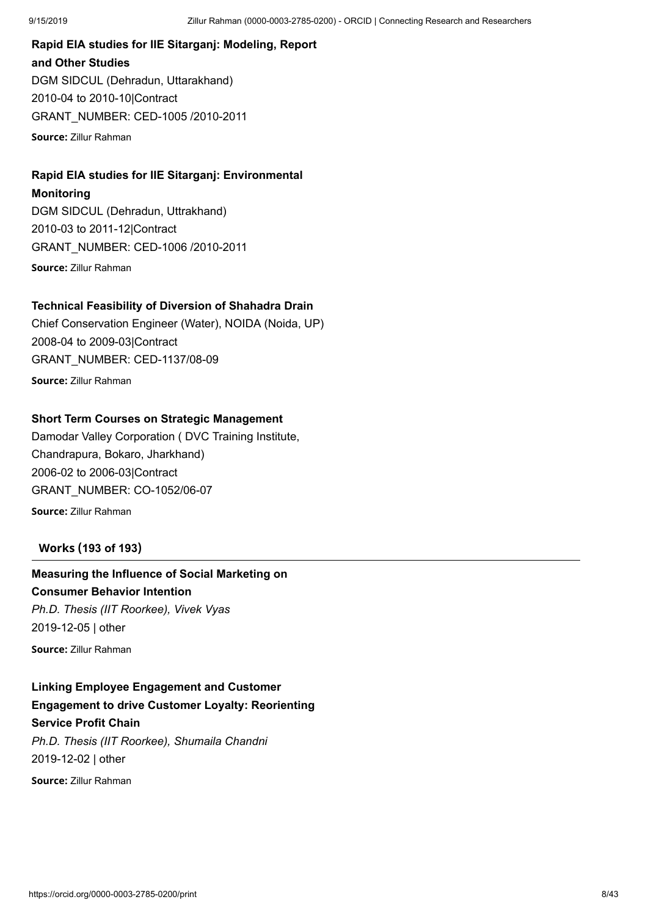**Rapid EIA studies for IIE Sitarganj: Modeling, Report and Other Studies**
DGM SIDCUL (Dehradun, Uttarakhand)
2010-04 to 2010-10|Contract
GRANT_NUMBER: CED-1005 /2010-2011
**Source:** Zillur Rahman

**Rapid EIA studies for IIE Sitarganj: Environmental Monitoring**
DGM SIDCUL (Dehradun, Uttrakhand)
2010-03 to 2011-12|Contract
GRANT_NUMBER: CED-1006 /2010-2011
**Source:** Zillur Rahman

**Technical Feasibility of Diversion of Shahadra Drain**
Chief Conservation Engineer (Water), NOIDA (Noida, UP)
2008-04 to 2009-03|Contract
GRANT_NUMBER: CED-1137/08-09
**Source:** Zillur Rahman

**Short Term Courses on Strategic Management**
Damodar Valley Corporation ( DVC Training Institute, Chandrapura, Bokaro, Jharkhand)
2006-02 to 2006-03|Contract
GRANT_NUMBER: CO-1052/06-07
**Source:** Zillur Rahman

## Works (193 of 193)

**Measuring the Influence of Social Marketing on Consumer Behavior Intention**
*Ph.D. Thesis (IIT Roorkee), Vivek Vyas*
2019-12-05 | other
**Source:** Zillur Rahman

**Linking Employee Engagement and Customer Engagement to drive Customer Loyalty: Reorienting Service Profit Chain**
*Ph.D. Thesis (IIT Roorkee), Shumaila Chandni*
2019-12-02 | other
**Source:** Zillur Rahman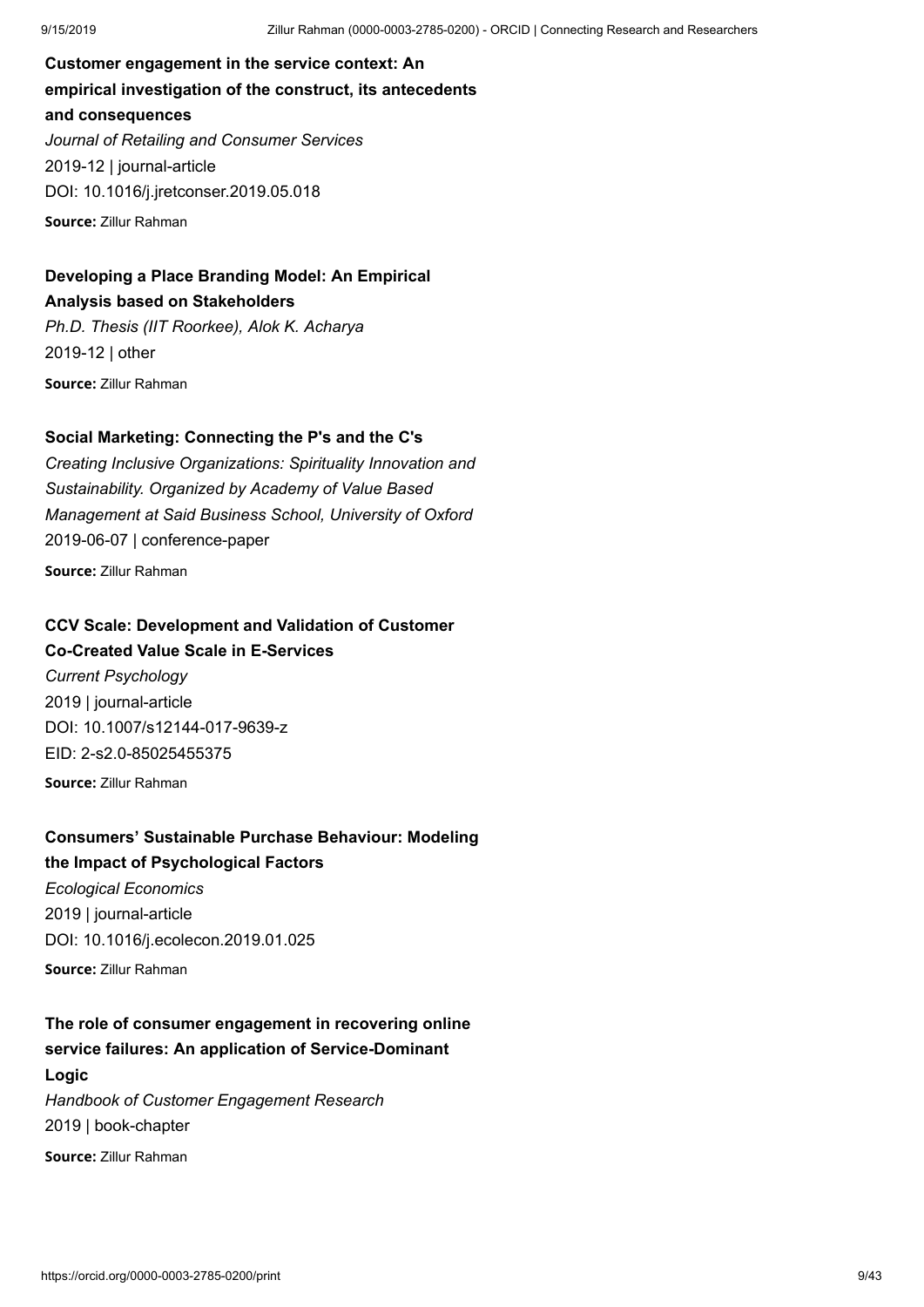**Customer engagement in the service context: An empirical investigation of the construct, its antecedents and consequences**

*Journal of Retailing and Consumer Services*

2019-12 | journal-article

DOI: 10.1016/j.jretconser.2019.05.018

**Source:** Zillur Rahman

**Developing a Place Branding Model: An Empirical Analysis based on Stakeholders**

*Ph.D. Thesis (IIT Roorkee), Alok K. Acharya*

2019-12 | other

**Source:** Zillur Rahman

**Social Marketing: Connecting the P's and the C's**

*Creating Inclusive Organizations: Spirituality Innovation and Sustainability. Organized by Academy of Value Based Management at Said Business School, University of Oxford*

2019-06-07 | conference-paper

**Source:** Zillur Rahman

**CCV Scale: Development and Validation of Customer Co-Created Value Scale in E-Services**

*Current Psychology*

2019 | journal-article

DOI: 10.1007/s12144-017-9639-z

EID: 2-s2.0-85025455375

**Source:** Zillur Rahman

**Consumers' Sustainable Purchase Behaviour: Modeling the Impact of Psychological Factors**

*Ecological Economics*

2019 | journal-article

DOI: 10.1016/j.ecolecon.2019.01.025

**Source:** Zillur Rahman

**The role of consumer engagement in recovering online service failures: An application of Service-Dominant Logic**

*Handbook of Customer Engagement Research*

2019 | book-chapter

**Source:** Zillur Rahman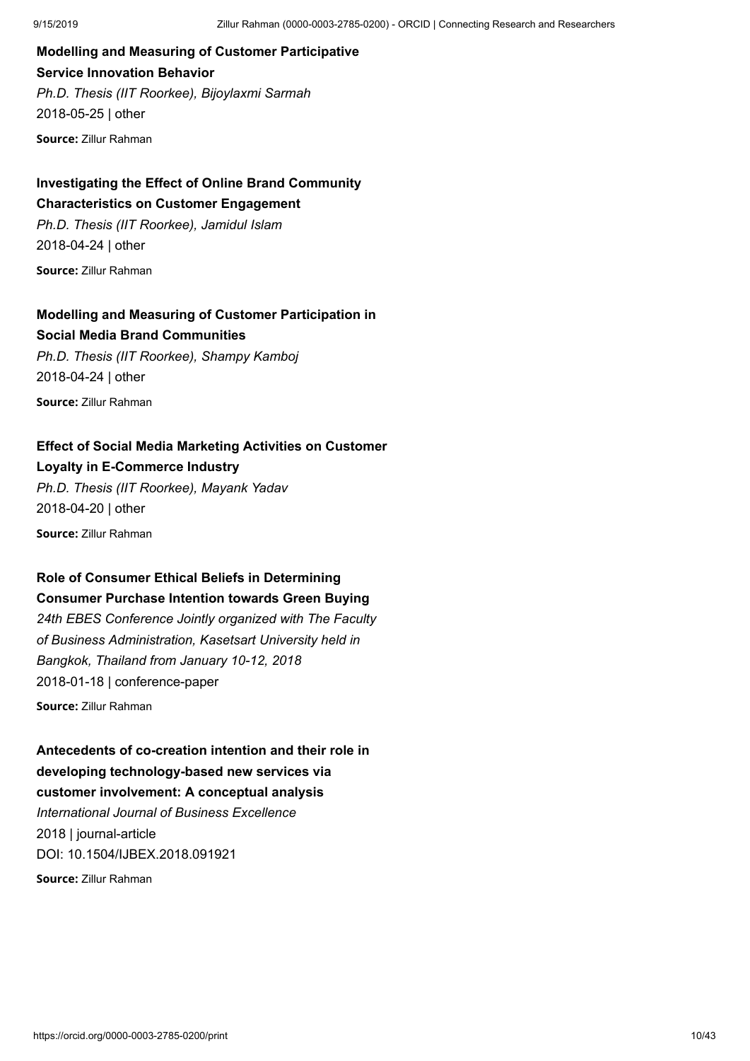**Modelling and Measuring of Customer Participative Service Innovation Behavior**
*Ph.D. Thesis (IIT Roorkee), Bijoylaxmi Sarmah*
2018-05-25 | other
**Source:** Zillur Rahman

**Investigating the Effect of Online Brand Community Characteristics on Customer Engagement**
*Ph.D. Thesis (IIT Roorkee), Jamidul Islam*
2018-04-24 | other
**Source:** Zillur Rahman

**Modelling and Measuring of Customer Participation in Social Media Brand Communities**
*Ph.D. Thesis (IIT Roorkee), Shampy Kamboj*
2018-04-24 | other
**Source:** Zillur Rahman

**Effect of Social Media Marketing Activities on Customer Loyalty in E-Commerce Industry**
*Ph.D. Thesis (IIT Roorkee), Mayank Yadav*
2018-04-20 | other
**Source:** Zillur Rahman

**Role of Consumer Ethical Beliefs in Determining Consumer Purchase Intention towards Green Buying**
*24th EBES Conference Jointly organized with The Faculty of Business Administration, Kasetsart University held in Bangkok, Thailand from January 10-12, 2018*
2018-01-18 | conference-paper
**Source:** Zillur Rahman

**Antecedents of co-creation intention and their role in developing technology-based new services via customer involvement: A conceptual analysis**
*International Journal of Business Excellence*
2018 | journal-article
DOI: 10.1504/IJBEX.2018.091921
**Source:** Zillur Rahman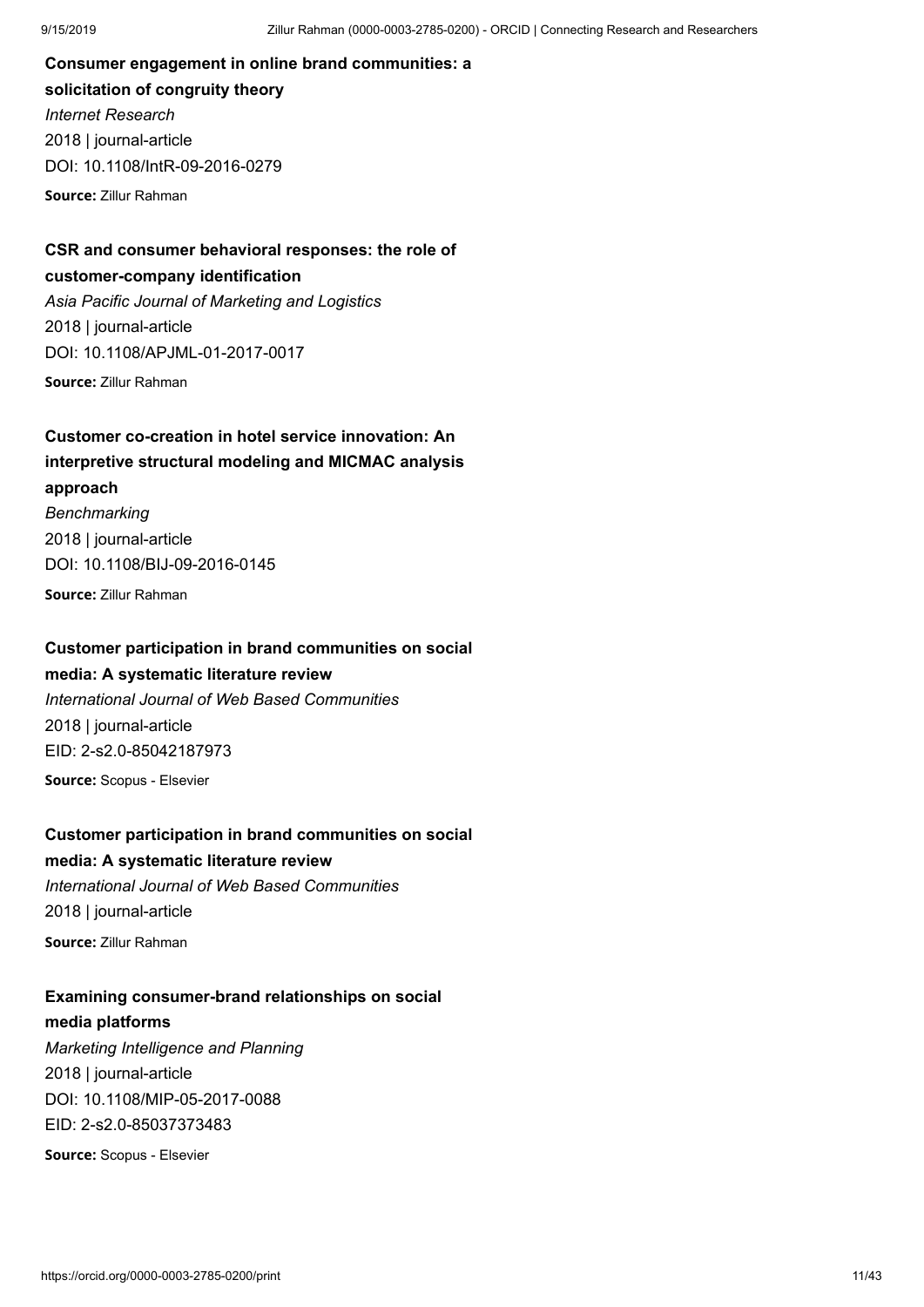**Consumer engagement in online brand communities: a solicitation of congruity theory**

*Internet Research*

2018 | journal-article

DOI: 10.1108/IntR-09-2016-0279

**Source:** Zillur Rahman

**CSR and consumer behavioral responses: the role of customer-company identification**

*Asia Pacific Journal of Marketing and Logistics*

2018 | journal-article

DOI: 10.1108/APJML-01-2017-0017

**Source:** Zillur Rahman

**Customer co-creation in hotel service innovation: An interpretive structural modeling and MICMAC analysis approach**

*Benchmarking*

2018 | journal-article

DOI: 10.1108/BIJ-09-2016-0145

**Source:** Zillur Rahman

**Customer participation in brand communities on social media: A systematic literature review**

*International Journal of Web Based Communities*

2018 | journal-article

EID: 2-s2.0-85042187973

**Source:** Scopus - Elsevier

**Customer participation in brand communities on social media: A systematic literature review**

*International Journal of Web Based Communities*

2018 | journal-article

**Source:** Zillur Rahman

**Examining consumer-brand relationships on social media platforms**

*Marketing Intelligence and Planning*

2018 | journal-article

DOI: 10.1108/MIP-05-2017-0088

EID: 2-s2.0-85037373483

**Source:** Scopus - Elsevier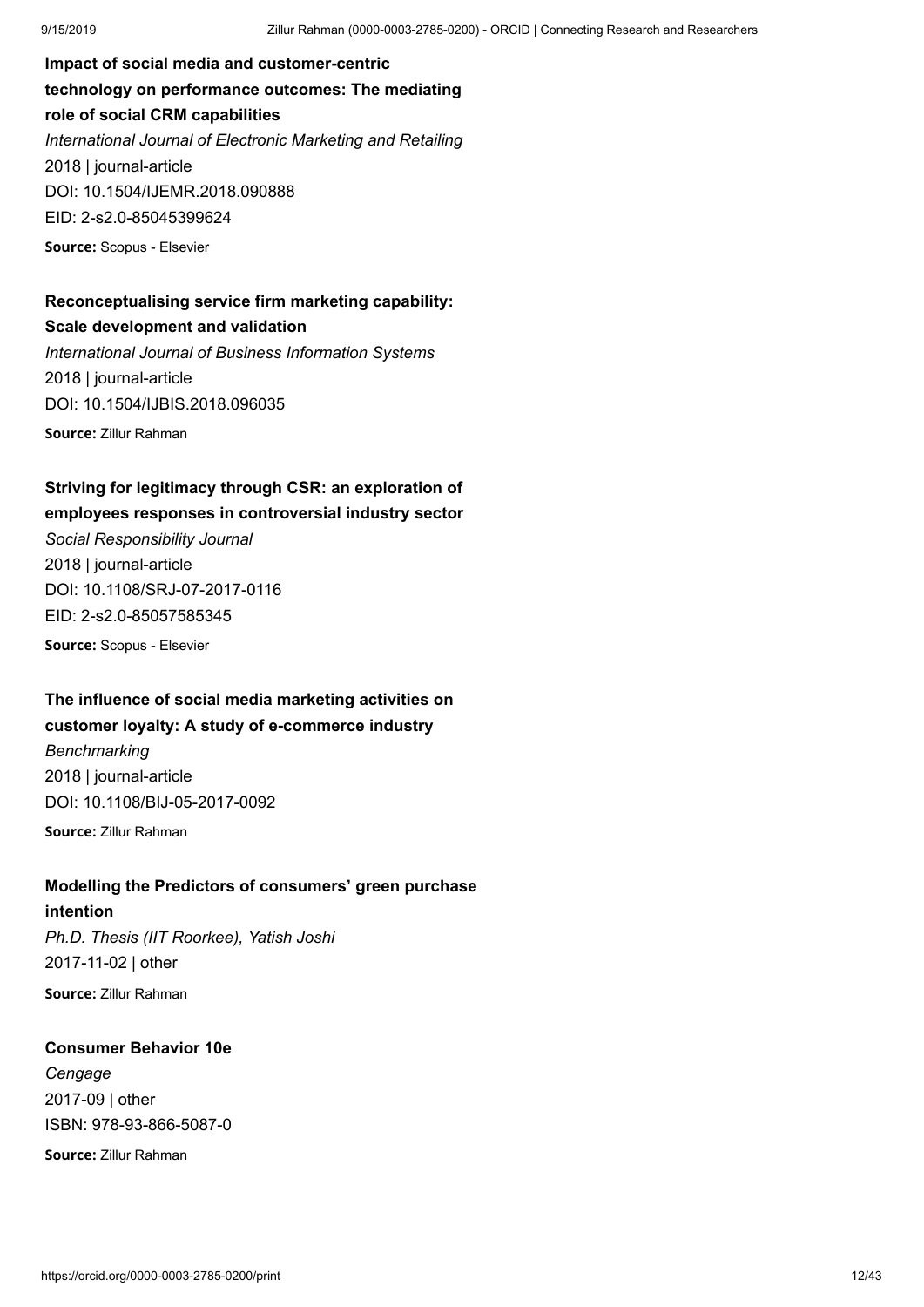**Impact of social media and customer-centric technology on performance outcomes: The mediating role of social CRM capabilities**

*International Journal of Electronic Marketing and Retailing*

2018 | journal-article

DOI: 10.1504/IJEMR.2018.090888

EID: 2-s2.0-85045399624

**Source:** Scopus - Elsevier

**Reconceptualising service firm marketing capability: Scale development and validation**

*International Journal of Business Information Systems*

2018 | journal-article

DOI: 10.1504/IJBIS.2018.096035

**Source:** Zillur Rahman

**Striving for legitimacy through CSR: an exploration of employees responses in controversial industry sector**

*Social Responsibility Journal*

2018 | journal-article

DOI: 10.1108/SRJ-07-2017-0116

EID: 2-s2.0-85057585345

**Source:** Scopus - Elsevier

**The influence of social media marketing activities on customer loyalty: A study of e-commerce industry**

*Benchmarking*

2018 | journal-article

DOI: 10.1108/BIJ-05-2017-0092

**Source:** Zillur Rahman

**Modelling the Predictors of consumers' green purchase intention**

*Ph.D. Thesis (IIT Roorkee), Yatish Joshi*

2017-11-02 | other

**Source:** Zillur Rahman

**Consumer Behavior 10e**

*Cengage*

2017-09 | other

ISBN: 978-93-866-5087-0

**Source:** Zillur Rahman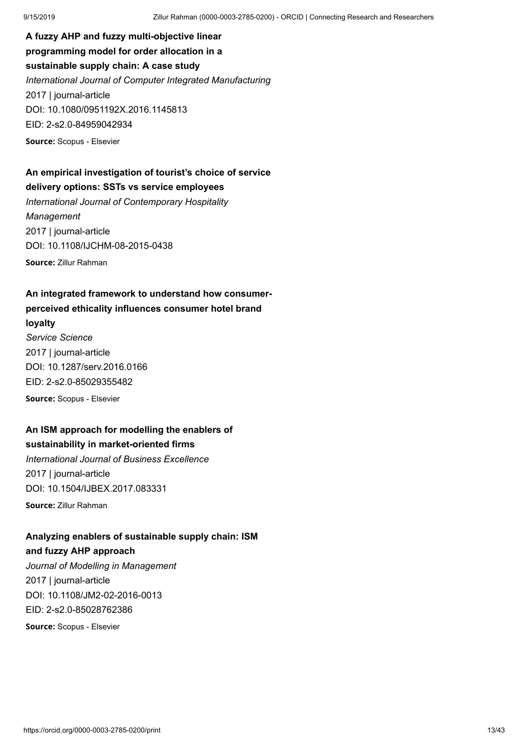**A fuzzy AHP and fuzzy multi-objective linear programming model for order allocation in a sustainable supply chain: A case study**

*International Journal of Computer Integrated Manufacturing*

2017 | journal-article

DOI: 10.1080/0951192X.2016.1145813

EID: 2-s2.0-84959042934

**Source:** Scopus - Elsevier

**An empirical investigation of tourist's choice of service delivery options: SSTs vs service employees**

*International Journal of Contemporary Hospitality Management*

2017 | journal-article

DOI: 10.1108/IJCHM-08-2015-0438

**Source:** Zillur Rahman

**An integrated framework to understand how consumer-perceived ethicality influences consumer hotel brand loyalty**

*Service Science*

2017 | journal-article

DOI: 10.1287/serv.2016.0166

EID: 2-s2.0-85029355482

**Source:** Scopus - Elsevier

**An ISM approach for modelling the enablers of sustainability in market-oriented firms**

*International Journal of Business Excellence*

2017 | journal-article

DOI: 10.1504/IJBEX.2017.083331

**Source:** Zillur Rahman

**Analyzing enablers of sustainable supply chain: ISM and fuzzy AHP approach**

*Journal of Modelling in Management*

2017 | journal-article

DOI: 10.1108/JM2-02-2016-0013

EID: 2-s2.0-85028762386

**Source:** Scopus - Elsevier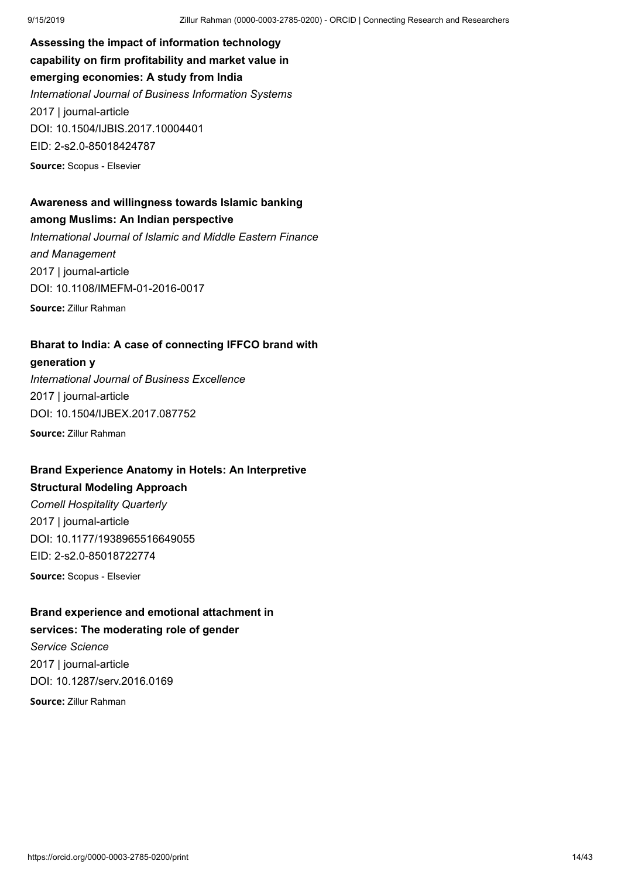**Assessing the impact of information technology capability on firm profitability and market value in emerging economies: A study from India**

*International Journal of Business Information Systems*

2017 | journal-article

DOI: 10.1504/IJBIS.2017.10004401

EID: 2-s2.0-85018424787

**Source:** Scopus - Elsevier

**Awareness and willingness towards Islamic banking among Muslims: An Indian perspective**

*International Journal of Islamic and Middle Eastern Finance and Management*

2017 | journal-article

DOI: 10.1108/IMEFM-01-2016-0017

**Source:** Zillur Rahman

**Bharat to India: A case of connecting IFFCO brand with generation y**

*International Journal of Business Excellence*

2017 | journal-article

DOI: 10.1504/IJBEX.2017.087752

**Source:** Zillur Rahman

**Brand Experience Anatomy in Hotels: An Interpretive Structural Modeling Approach**

*Cornell Hospitality Quarterly*

2017 | journal-article

DOI: 10.1177/1938965516649055

EID: 2-s2.0-85018722774

**Source:** Scopus - Elsevier

**Brand experience and emotional attachment in services: The moderating role of gender**

*Service Science*

2017 | journal-article

DOI: 10.1287/serv.2016.0169

**Source:** Zillur Rahman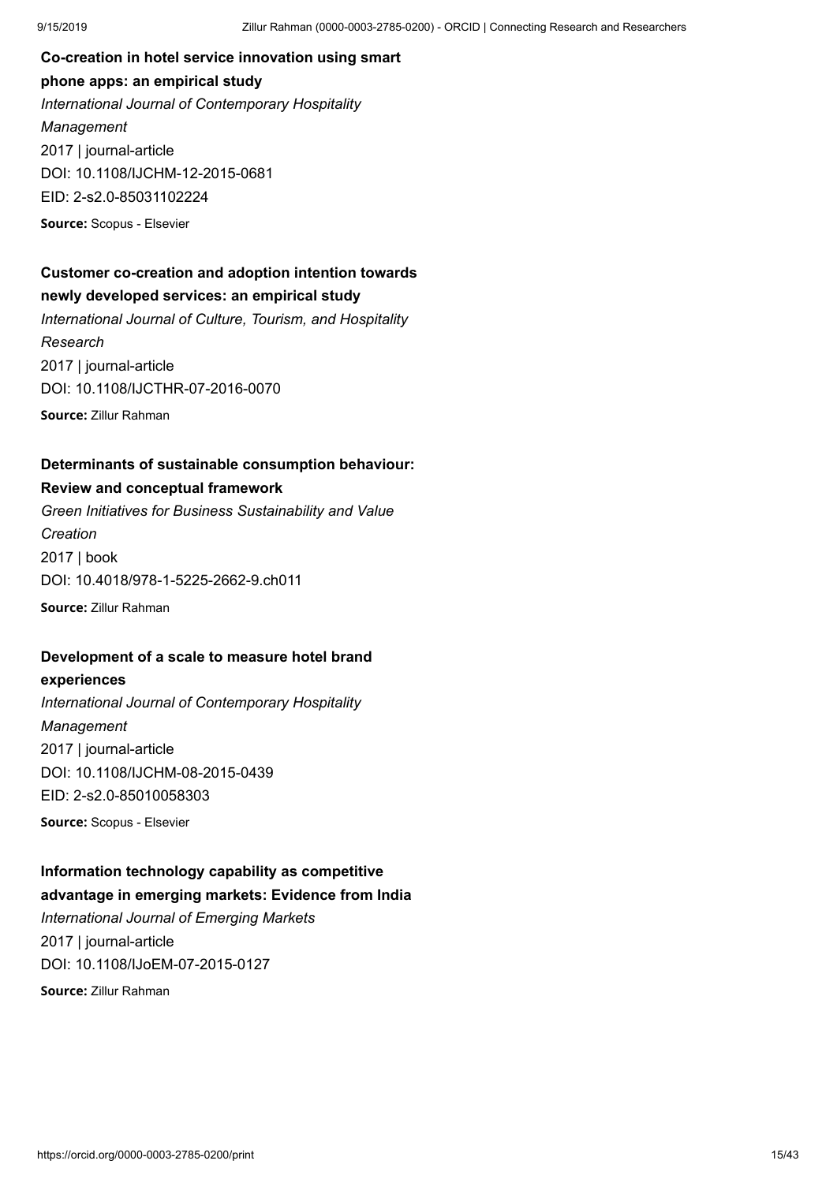**Co-creation in hotel service innovation using smart phone apps: an empirical study**

*International Journal of Contemporary Hospitality Management*

2017 | journal-article

DOI: 10.1108/IJCHM-12-2015-0681

EID: 2-s2.0-85031102224

**Source:** Scopus - Elsevier

**Customer co-creation and adoption intention towards newly developed services: an empirical study**

*International Journal of Culture, Tourism, and Hospitality Research*

2017 | journal-article

DOI: 10.1108/IJCTHR-07-2016-0070

**Source:** Zillur Rahman

**Determinants of sustainable consumption behaviour: Review and conceptual framework**

*Green Initiatives for Business Sustainability and Value Creation*

2017 | book

DOI: 10.4018/978-1-5225-2662-9.ch011

**Source:** Zillur Rahman

**Development of a scale to measure hotel brand experiences**

*International Journal of Contemporary Hospitality Management*

2017 | journal-article

DOI: 10.1108/IJCHM-08-2015-0439

EID: 2-s2.0-85010058303

**Source:** Scopus - Elsevier

**Information technology capability as competitive advantage in emerging markets: Evidence from India**

*International Journal of Emerging Markets*

2017 | journal-article

DOI: 10.1108/IJoEM-07-2015-0127

**Source:** Zillur Rahman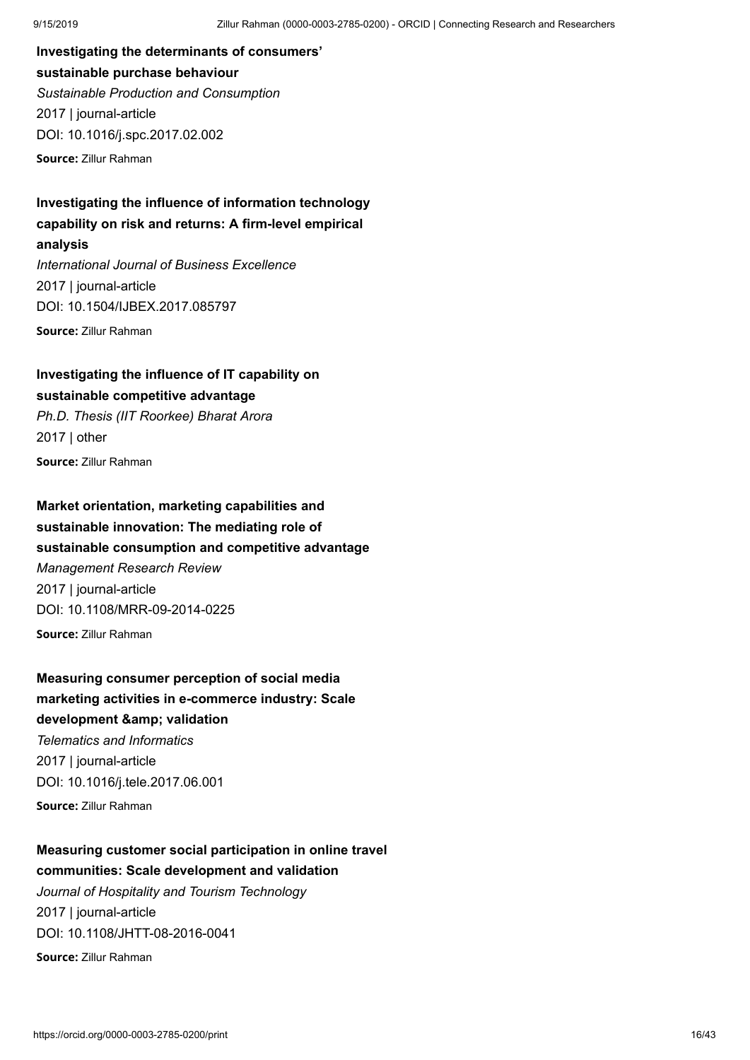**Investigating the determinants of consumers' sustainable purchase behaviour**

*Sustainable Production and Consumption*

2017 | journal-article

DOI: 10.1016/j.spc.2017.02.002

**Source:** Zillur Rahman

**Investigating the influence of information technology capability on risk and returns: A firm-level empirical analysis**

*International Journal of Business Excellence*

2017 | journal-article

DOI: 10.1504/IJBEX.2017.085797

**Source:** Zillur Rahman

**Investigating the influence of IT capability on sustainable competitive advantage**

*Ph.D. Thesis (IIT Roorkee) Bharat Arora*

2017 | other

**Source:** Zillur Rahman

**Market orientation, marketing capabilities and sustainable innovation: The mediating role of sustainable consumption and competitive advantage**

*Management Research Review*

2017 | journal-article

DOI: 10.1108/MRR-09-2014-0225

**Source:** Zillur Rahman

**Measuring consumer perception of social media marketing activities in e-commerce industry: Scale development &amp; validation**

*Telematics and Informatics*

2017 | journal-article

DOI: 10.1016/j.tele.2017.06.001

**Source:** Zillur Rahman

**Measuring customer social participation in online travel communities: Scale development and validation**

*Journal of Hospitality and Tourism Technology*

2017 | journal-article

DOI: 10.1108/JHTT-08-2016-0041

**Source:** Zillur Rahman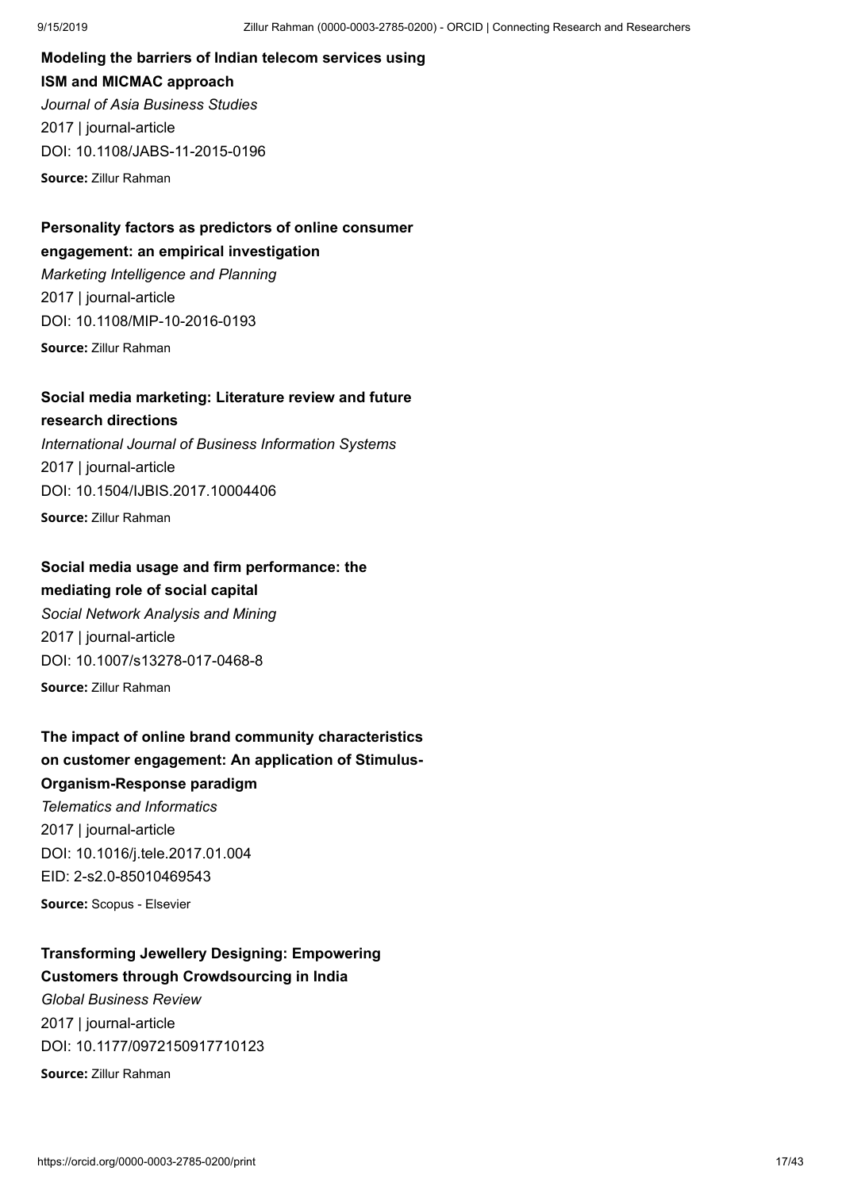**Modeling the barriers of Indian telecom services using ISM and MICMAC approach**

*Journal of Asia Business Studies*

2017 | journal-article

DOI: 10.1108/JABS-11-2015-0196

**Source:** Zillur Rahman

**Personality factors as predictors of online consumer engagement: an empirical investigation**

*Marketing Intelligence and Planning*

2017 | journal-article

DOI: 10.1108/MIP-10-2016-0193

**Source:** Zillur Rahman

**Social media marketing: Literature review and future research directions**

*International Journal of Business Information Systems*

2017 | journal-article

DOI: 10.1504/IJBIS.2017.10004406

**Source:** Zillur Rahman

**Social media usage and firm performance: the mediating role of social capital**

*Social Network Analysis and Mining*

2017 | journal-article

DOI: 10.1007/s13278-017-0468-8

**Source:** Zillur Rahman

**The impact of online brand community characteristics on customer engagement: An application of Stimulus-Organism-Response paradigm**

*Telematics and Informatics*

2017 | journal-article

DOI: 10.1016/j.tele.2017.01.004

EID: 2-s2.0-85010469543

**Source:** Scopus - Elsevier

**Transforming Jewellery Designing: Empowering Customers through Crowdsourcing in India**

*Global Business Review*

2017 | journal-article

DOI: 10.1177/0972150917710123

**Source:** Zillur Rahman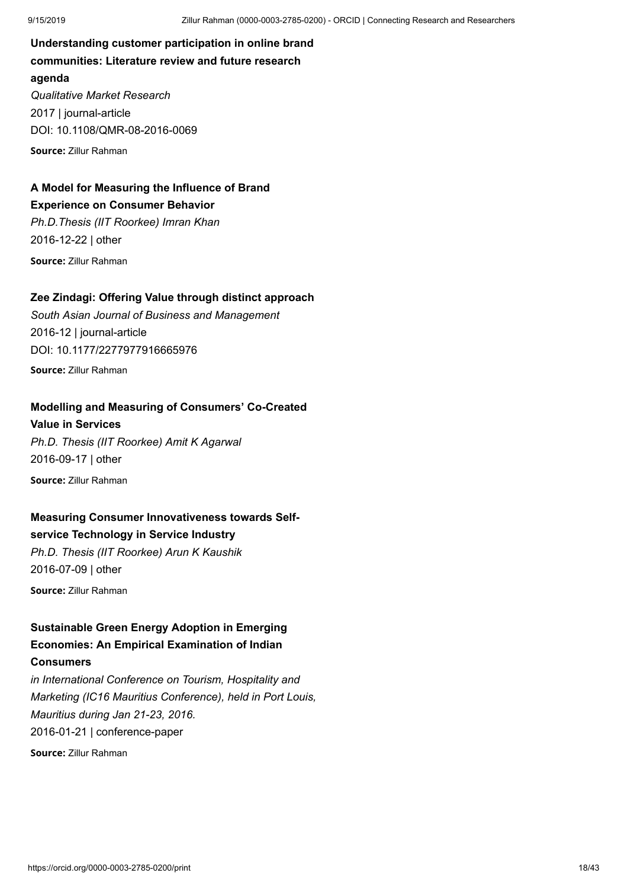**Understanding customer participation in online brand communities: Literature review and future research agenda**

*Qualitative Market Research*

2017 | journal-article

DOI: 10.1108/QMR-08-2016-0069

**Source:** Zillur Rahman

**A Model for Measuring the Influence of Brand Experience on Consumer Behavior**

*Ph.D.Thesis (IIT Roorkee) Imran Khan*

2016-12-22 | other

**Source:** Zillur Rahman

**Zee Zindagi: Offering Value through distinct approach**

*South Asian Journal of Business and Management*

2016-12 | journal-article

DOI: 10.1177/2277977916665976

**Source:** Zillur Rahman

**Modelling and Measuring of Consumers' Co-Created Value in Services**

*Ph.D. Thesis (IIT Roorkee) Amit K Agarwal*

2016-09-17 | other

**Source:** Zillur Rahman

**Measuring Consumer Innovativeness towards Self-service Technology in Service Industry**

*Ph.D. Thesis (IIT Roorkee) Arun K Kaushik*

2016-07-09 | other

**Source:** Zillur Rahman

**Sustainable Green Energy Adoption in Emerging Economies: An Empirical Examination of Indian Consumers**

*in International Conference on Tourism, Hospitality and Marketing (IC16 Mauritius Conference), held in Port Louis, Mauritius during Jan 21-23, 2016.*

2016-01-21 | conference-paper

**Source:** Zillur Rahman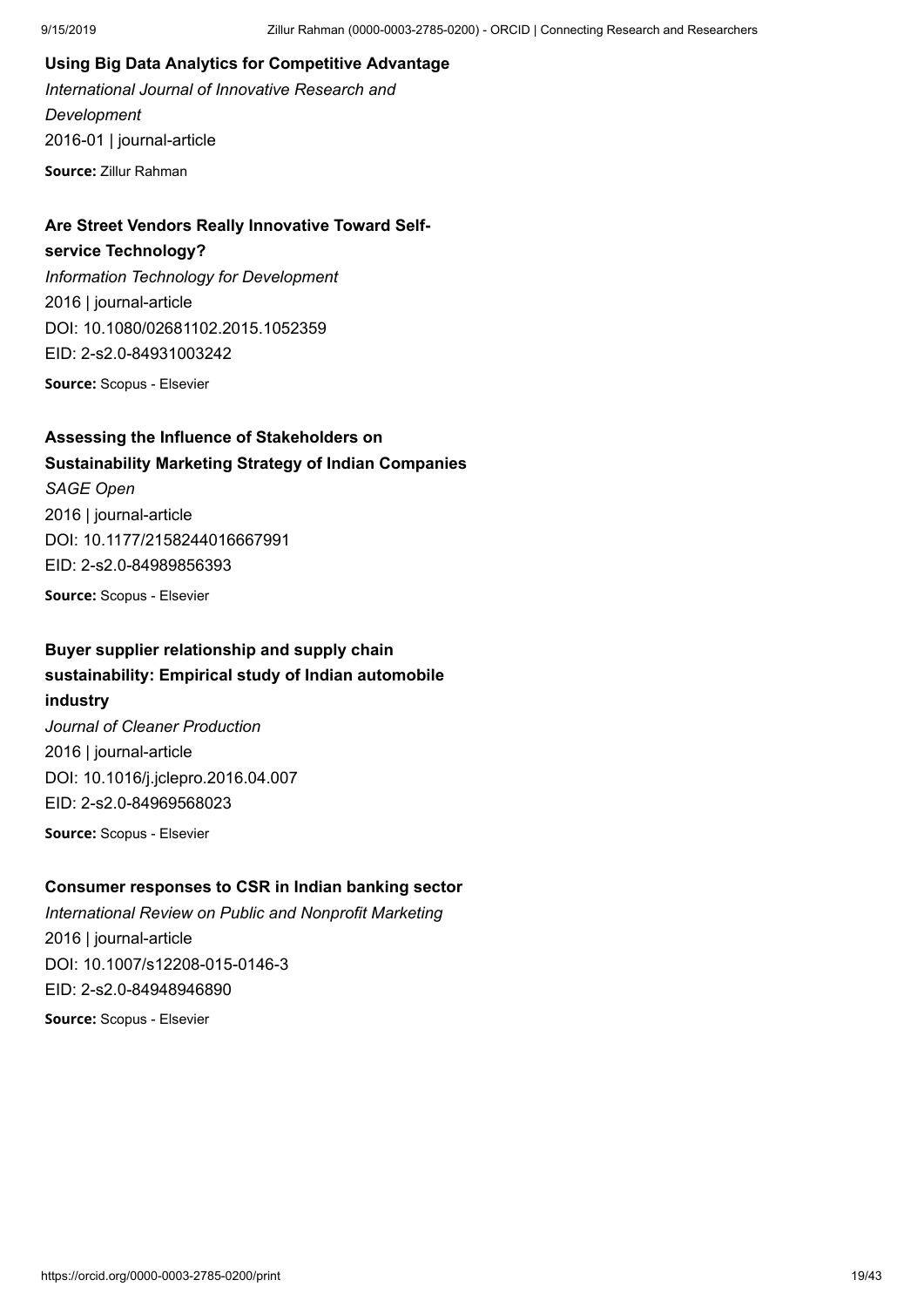**Using Big Data Analytics for Competitive Advantage**

*International Journal of Innovative Research and Development*

2016-01 | journal-article

**Source:** Zillur Rahman

**Are Street Vendors Really Innovative Toward Self-service Technology?**

*Information Technology for Development*

2016 | journal-article

DOI: 10.1080/02681102.2015.1052359

EID: 2-s2.0-84931003242

**Source:** Scopus - Elsevier

**Assessing the Influence of Stakeholders on Sustainability Marketing Strategy of Indian Companies**

*SAGE Open*

2016 | journal-article

DOI: 10.1177/2158244016667991

EID: 2-s2.0-84989856393

**Source:** Scopus - Elsevier

**Buyer supplier relationship and supply chain sustainability: Empirical study of Indian automobile industry**

*Journal of Cleaner Production*

2016 | journal-article

DOI: 10.1016/j.jclepro.2016.04.007

EID: 2-s2.0-84969568023

**Source:** Scopus - Elsevier

**Consumer responses to CSR in Indian banking sector**

*International Review on Public and Nonprofit Marketing*

2016 | journal-article

DOI: 10.1007/s12208-015-0146-3

EID: 2-s2.0-84948946890

**Source:** Scopus - Elsevier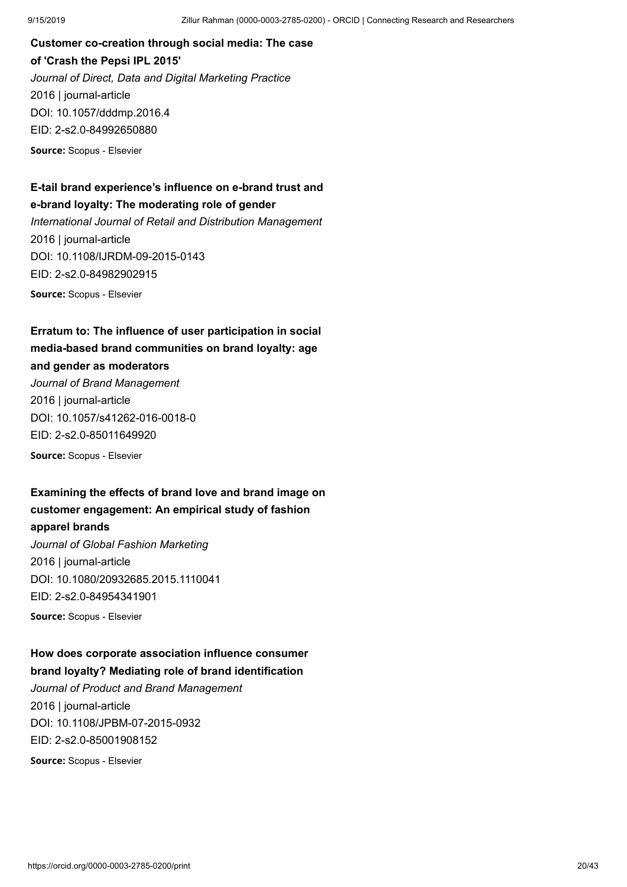**Customer co-creation through social media: The case of 'Crash the Pepsi IPL 2015'**

*Journal of Direct, Data and Digital Marketing Practice*

2016 | journal-article

DOI: 10.1057/dddmp.2016.4

EID: 2-s2.0-84992650880

**Source:** Scopus - Elsevier

**E-tail brand experience's influence on e-brand trust and e-brand loyalty: The moderating role of gender**

*International Journal of Retail and Distribution Management*

2016 | journal-article

DOI: 10.1108/IJRDM-09-2015-0143

EID: 2-s2.0-84982902915

**Source:** Scopus - Elsevier

**Erratum to: The influence of user participation in social media-based brand communities on brand loyalty: age and gender as moderators**

*Journal of Brand Management*

2016 | journal-article

DOI: 10.1057/s41262-016-0018-0

EID: 2-s2.0-85011649920

**Source:** Scopus - Elsevier

**Examining the effects of brand love and brand image on customer engagement: An empirical study of fashion apparel brands**

*Journal of Global Fashion Marketing*

2016 | journal-article

DOI: 10.1080/20932685.2015.1110041

EID: 2-s2.0-84954341901

**Source:** Scopus - Elsevier

**How does corporate association influence consumer brand loyalty? Mediating role of brand identification**

*Journal of Product and Brand Management*

2016 | journal-article

DOI: 10.1108/JPBM-07-2015-0932

EID: 2-s2.0-85001908152

**Source:** Scopus - Elsevier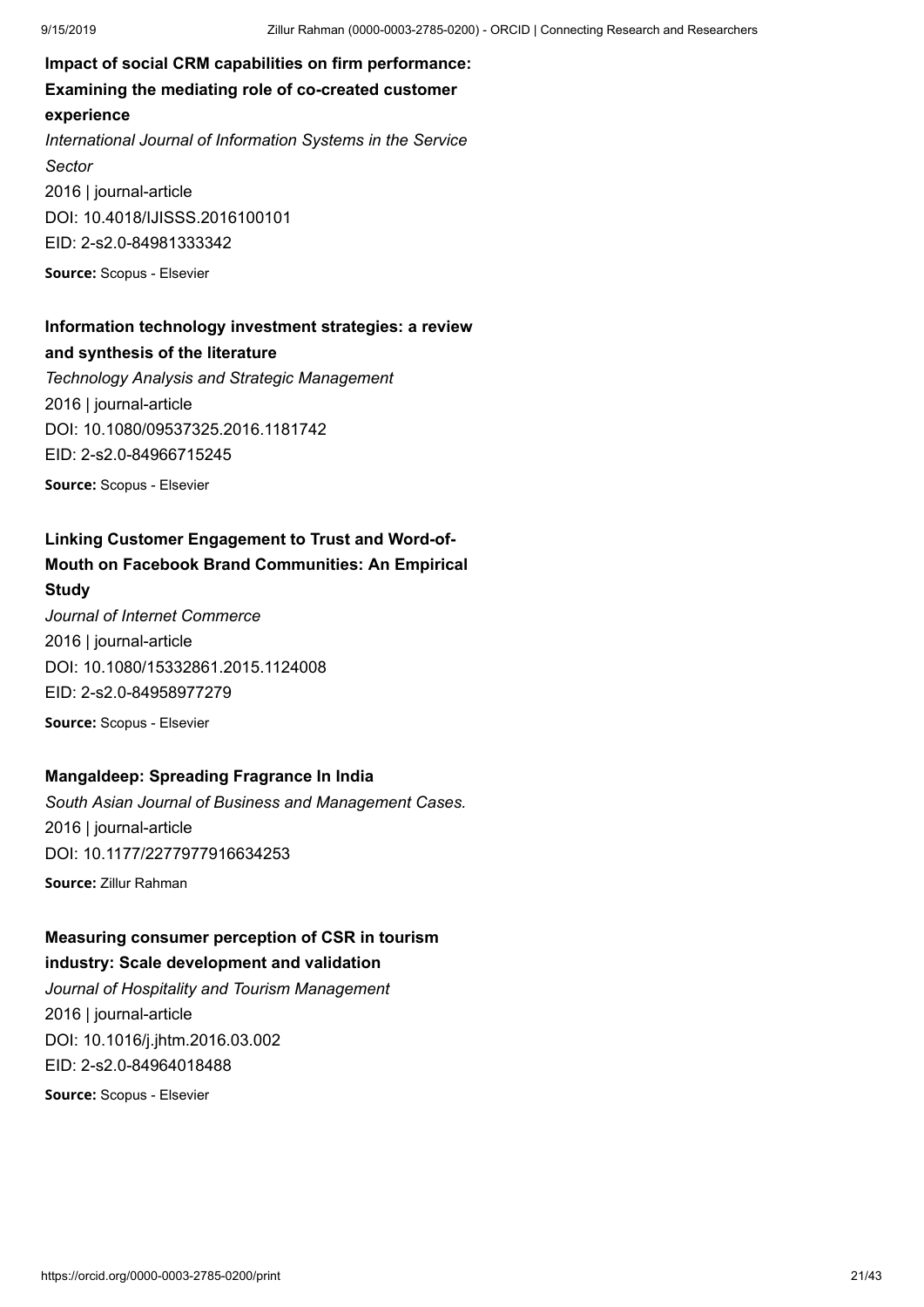**Impact of social CRM capabilities on firm performance: Examining the mediating role of co-created customer experience**

*International Journal of Information Systems in the Service Sector*

2016 | journal-article

DOI: 10.4018/IJISSS.2016100101

EID: 2-s2.0-84981333342

**Source:** Scopus - Elsevier

**Information technology investment strategies: a review and synthesis of the literature**

*Technology Analysis and Strategic Management*

2016 | journal-article

DOI: 10.1080/09537325.2016.1181742

EID: 2-s2.0-84966715245

**Source:** Scopus - Elsevier

**Linking Customer Engagement to Trust and Word-of-Mouth on Facebook Brand Communities: An Empirical Study**

*Journal of Internet Commerce*

2016 | journal-article

DOI: 10.1080/15332861.2015.1124008

EID: 2-s2.0-84958977279

**Source:** Scopus - Elsevier

**Mangaldeep: Spreading Fragrance In India**

*South Asian Journal of Business and Management Cases.*

2016 | journal-article

DOI: 10.1177/2277977916634253

**Source:** Zillur Rahman

**Measuring consumer perception of CSR in tourism industry: Scale development and validation**

*Journal of Hospitality and Tourism Management*

2016 | journal-article

DOI: 10.1016/j.jhtm.2016.03.002

EID: 2-s2.0-84964018488

**Source:** Scopus - Elsevier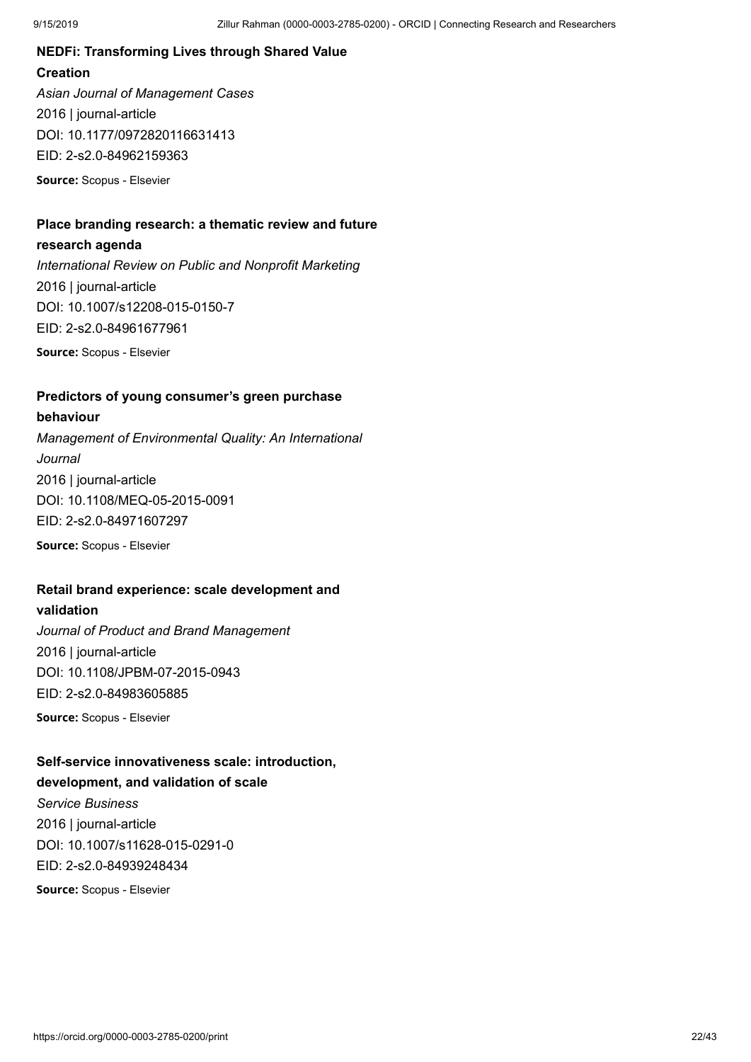**NEDFi: Transforming Lives through Shared Value Creation**

*Asian Journal of Management Cases*

2016 | journal-article

DOI: 10.1177/0972820116631413

EID: 2-s2.0-84962159363

**Source:** Scopus - Elsevier

**Place branding research: a thematic review and future research agenda**

*International Review on Public and Nonprofit Marketing*

2016 | journal-article

DOI: 10.1007/s12208-015-0150-7

EID: 2-s2.0-84961677961

**Source:** Scopus - Elsevier

**Predictors of young consumer's green purchase behaviour**

*Management of Environmental Quality: An International Journal*

2016 | journal-article

DOI: 10.1108/MEQ-05-2015-0091

EID: 2-s2.0-84971607297

**Source:** Scopus - Elsevier

**Retail brand experience: scale development and validation**

*Journal of Product and Brand Management*

2016 | journal-article

DOI: 10.1108/JPBM-07-2015-0943

EID: 2-s2.0-84983605885

**Source:** Scopus - Elsevier

**Self-service innovativeness scale: introduction, development, and validation of scale**

*Service Business*

2016 | journal-article

DOI: 10.1007/s11628-015-0291-0

EID: 2-s2.0-84939248434

**Source:** Scopus - Elsevier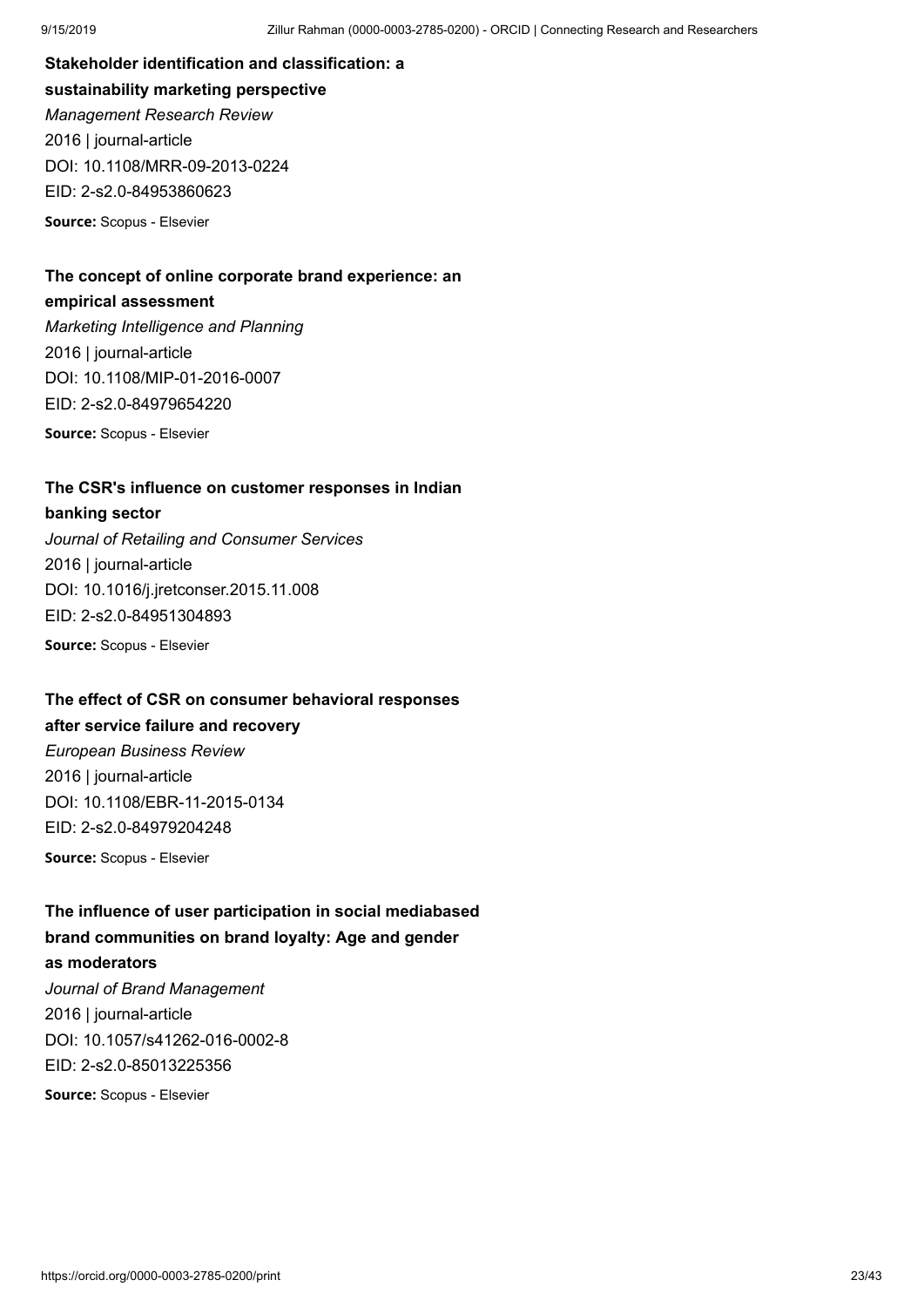**Stakeholder identification and classification: a sustainability marketing perspective**

*Management Research Review*

2016 | journal-article

DOI: 10.1108/MRR-09-2013-0224

EID: 2-s2.0-84953860623

**Source:** Scopus - Elsevier

**The concept of online corporate brand experience: an empirical assessment**

*Marketing Intelligence and Planning*

2016 | journal-article

DOI: 10.1108/MIP-01-2016-0007

EID: 2-s2.0-84979654220

**Source:** Scopus - Elsevier

**The CSR's influence on customer responses in Indian banking sector**

*Journal of Retailing and Consumer Services*

2016 | journal-article

DOI: 10.1016/j.jretconser.2015.11.008

EID: 2-s2.0-84951304893

**Source:** Scopus - Elsevier

**The effect of CSR on consumer behavioral responses after service failure and recovery**

*European Business Review*

2016 | journal-article

DOI: 10.1108/EBR-11-2015-0134

EID: 2-s2.0-84979204248

**Source:** Scopus - Elsevier

**The influence of user participation in social mediabased brand communities on brand loyalty: Age and gender as moderators**

*Journal of Brand Management*

2016 | journal-article

DOI: 10.1057/s41262-016-0002-8

EID: 2-s2.0-85013225356

**Source:** Scopus - Elsevier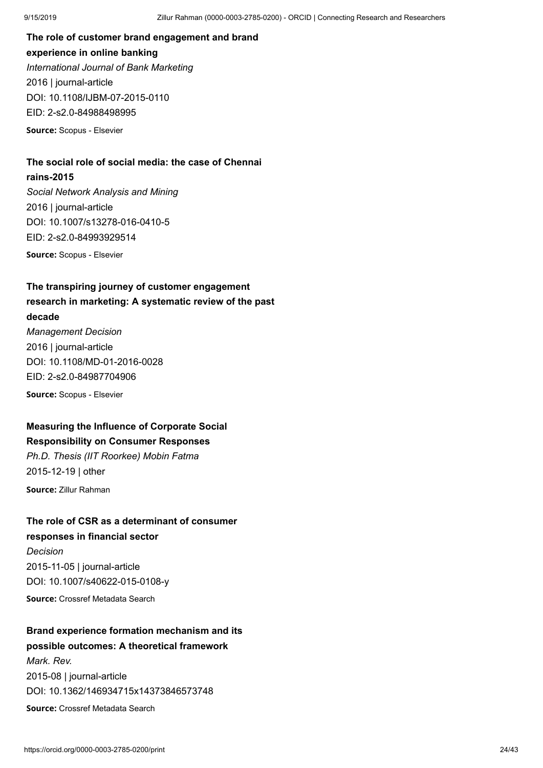**The role of customer brand engagement and brand experience in online banking**

*International Journal of Bank Marketing*

2016 | journal-article

DOI: 10.1108/IJBM-07-2015-0110

EID: 2-s2.0-84988498995

**Source:** Scopus - Elsevier

**The social role of social media: the case of Chennai rains-2015**

*Social Network Analysis and Mining*

2016 | journal-article

DOI: 10.1007/s13278-016-0410-5

EID: 2-s2.0-84993929514

**Source:** Scopus - Elsevier

**The transpiring journey of customer engagement research in marketing: A systematic review of the past decade**

*Management Decision*

2016 | journal-article

DOI: 10.1108/MD-01-2016-0028

EID: 2-s2.0-84987704906

**Source:** Scopus - Elsevier

**Measuring the Influence of Corporate Social Responsibility on Consumer Responses**

*Ph.D. Thesis (IIT Roorkee) Mobin Fatma*

2015-12-19 | other

**Source:** Zillur Rahman

**The role of CSR as a determinant of consumer responses in financial sector**

*Decision*

2015-11-05 | journal-article

DOI: 10.1007/s40622-015-0108-y

**Source:** Crossref Metadata Search

**Brand experience formation mechanism and its possible outcomes: A theoretical framework**

*Mark. Rev.*

2015-08 | journal-article

DOI: 10.1362/146934715x14373846573748

**Source:** Crossref Metadata Search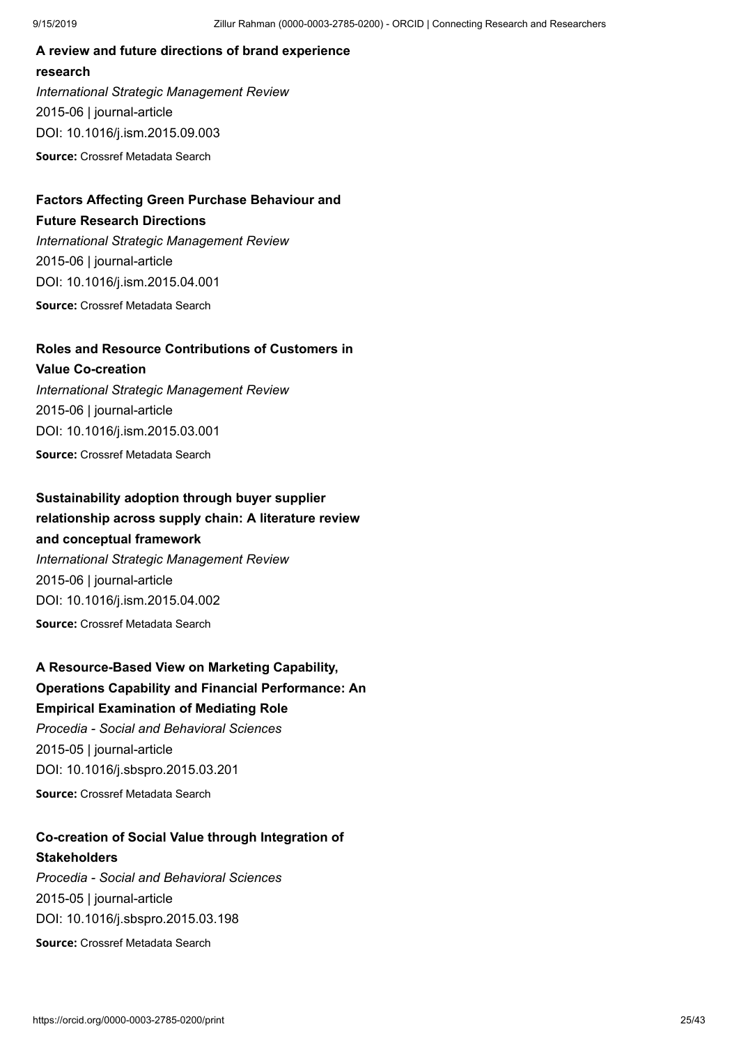**A review and future directions of brand experience research**

*International Strategic Management Review*

2015-06 | journal-article

DOI: 10.1016/j.ism.2015.09.003

**Source:** Crossref Metadata Search

**Factors Affecting Green Purchase Behaviour and Future Research Directions**

*International Strategic Management Review*

2015-06 | journal-article

DOI: 10.1016/j.ism.2015.04.001

**Source:** Crossref Metadata Search

**Roles and Resource Contributions of Customers in Value Co-creation**

*International Strategic Management Review*

2015-06 | journal-article

DOI: 10.1016/j.ism.2015.03.001

**Source:** Crossref Metadata Search

**Sustainability adoption through buyer supplier relationship across supply chain: A literature review and conceptual framework**

*International Strategic Management Review*

2015-06 | journal-article

DOI: 10.1016/j.ism.2015.04.002

**Source:** Crossref Metadata Search

**A Resource-Based View on Marketing Capability, Operations Capability and Financial Performance: An Empirical Examination of Mediating Role**

*Procedia - Social and Behavioral Sciences*

2015-05 | journal-article

DOI: 10.1016/j.sbspro.2015.03.201

**Source:** Crossref Metadata Search

**Co-creation of Social Value through Integration of Stakeholders**

*Procedia - Social and Behavioral Sciences*

2015-05 | journal-article

DOI: 10.1016/j.sbspro.2015.03.198

**Source:** Crossref Metadata Search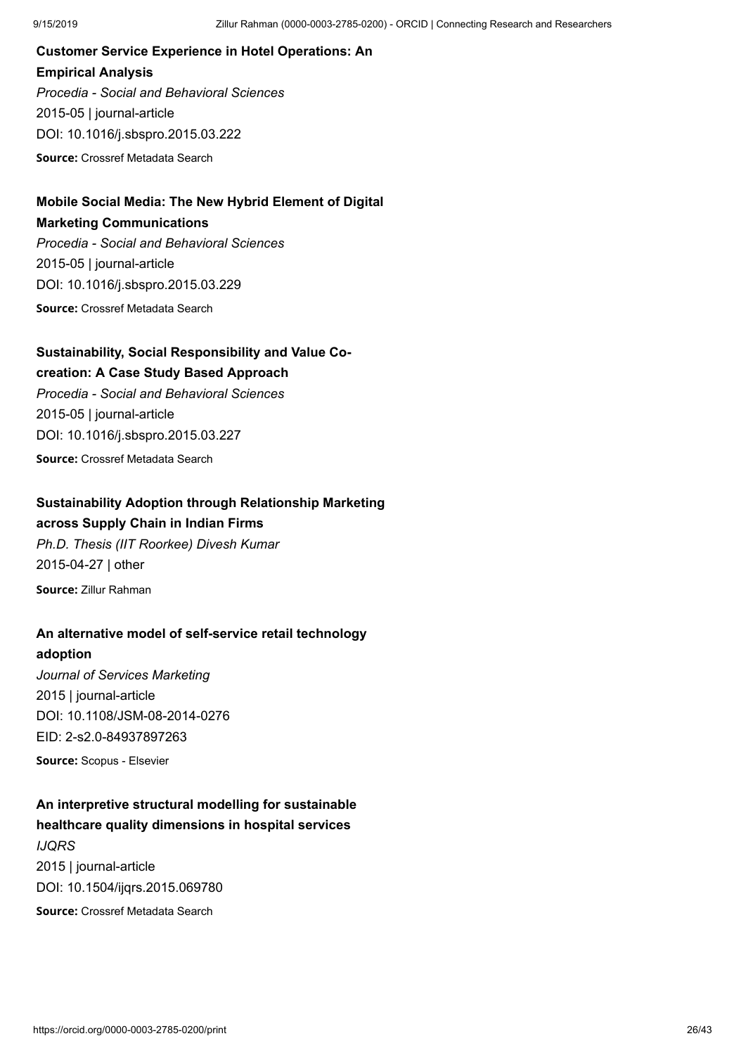**Customer Service Experience in Hotel Operations: An Empirical Analysis**

*Procedia - Social and Behavioral Sciences*

2015-05 | journal-article

DOI: 10.1016/j.sbspro.2015.03.222

**Source:** Crossref Metadata Search

**Mobile Social Media: The New Hybrid Element of Digital Marketing Communications**

*Procedia - Social and Behavioral Sciences*

2015-05 | journal-article

DOI: 10.1016/j.sbspro.2015.03.229

**Source:** Crossref Metadata Search

**Sustainability, Social Responsibility and Value Co-creation: A Case Study Based Approach**

*Procedia - Social and Behavioral Sciences*

2015-05 | journal-article

DOI: 10.1016/j.sbspro.2015.03.227

**Source:** Crossref Metadata Search

**Sustainability Adoption through Relationship Marketing across Supply Chain in Indian Firms**

*Ph.D. Thesis (IIT Roorkee) Divesh Kumar*

2015-04-27 | other

**Source:** Zillur Rahman

**An alternative model of self-service retail technology adoption**

*Journal of Services Marketing*

2015 | journal-article

DOI: 10.1108/JSM-08-2014-0276

EID: 2-s2.0-84937897263

**Source:** Scopus - Elsevier

**An interpretive structural modelling for sustainable healthcare quality dimensions in hospital services**

*IJQRS*

2015 | journal-article

DOI: 10.1504/ijqrs.2015.069780

**Source:** Crossref Metadata Search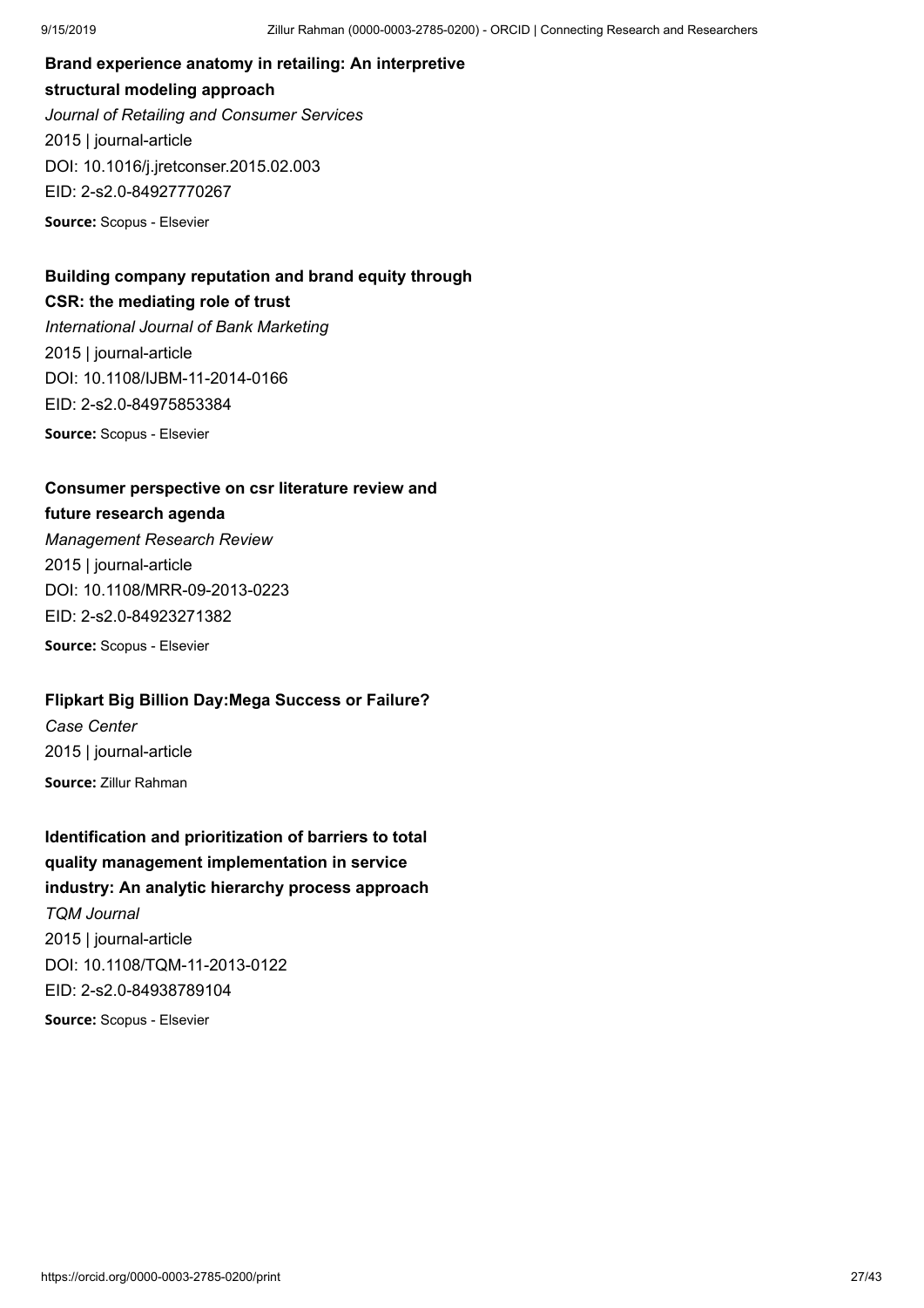**Brand experience anatomy in retailing: An interpretive structural modeling approach**

*Journal of Retailing and Consumer Services*

2015 | journal-article

DOI: 10.1016/j.jretconser.2015.02.003

EID: 2-s2.0-84927770267

**Source:** Scopus - Elsevier

**Building company reputation and brand equity through CSR: the mediating role of trust**

*International Journal of Bank Marketing*

2015 | journal-article

DOI: 10.1108/IJBM-11-2014-0166

EID: 2-s2.0-84975853384

**Source:** Scopus - Elsevier

**Consumer perspective on csr literature review and future research agenda**

*Management Research Review*

2015 | journal-article

DOI: 10.1108/MRR-09-2013-0223

EID: 2-s2.0-84923271382

**Source:** Scopus - Elsevier

**Flipkart Big Billion Day:Mega Success or Failure?**

*Case Center*

2015 | journal-article

**Source:** Zillur Rahman

**Identification and prioritization of barriers to total quality management implementation in service industry: An analytic hierarchy process approach**

*TQM Journal*

2015 | journal-article

DOI: 10.1108/TQM-11-2013-0122

EID: 2-s2.0-84938789104

**Source:** Scopus - Elsevier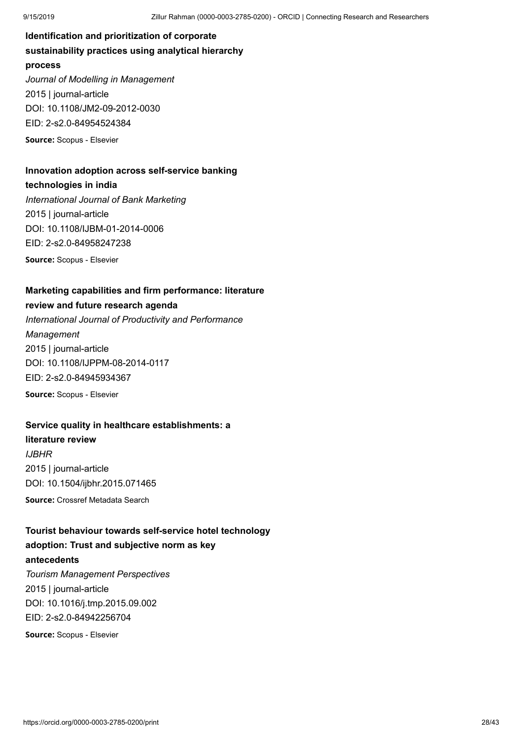**Identification and prioritization of corporate sustainability practices using analytical hierarchy process**

*Journal of Modelling in Management*

2015 | journal-article

DOI: 10.1108/JM2-09-2012-0030

EID: 2-s2.0-84954524384

**Source:** Scopus - Elsevier

**Innovation adoption across self-service banking technologies in india**

*International Journal of Bank Marketing*

2015 | journal-article

DOI: 10.1108/IJBM-01-2014-0006

EID: 2-s2.0-84958247238

**Source:** Scopus - Elsevier

**Marketing capabilities and firm performance: literature review and future research agenda**

*International Journal of Productivity and Performance Management*

2015 | journal-article

DOI: 10.1108/IJPPM-08-2014-0117

EID: 2-s2.0-84945934367

**Source:** Scopus - Elsevier

**Service quality in healthcare establishments: a literature review**

*IJBHR*

2015 | journal-article

DOI: 10.1504/ijbhr.2015.071465

**Source:** Crossref Metadata Search

**Tourist behaviour towards self-service hotel technology adoption: Trust and subjective norm as key antecedents**

*Tourism Management Perspectives*

2015 | journal-article

DOI: 10.1016/j.tmp.2015.09.002

EID: 2-s2.0-84942256704

**Source:** Scopus - Elsevier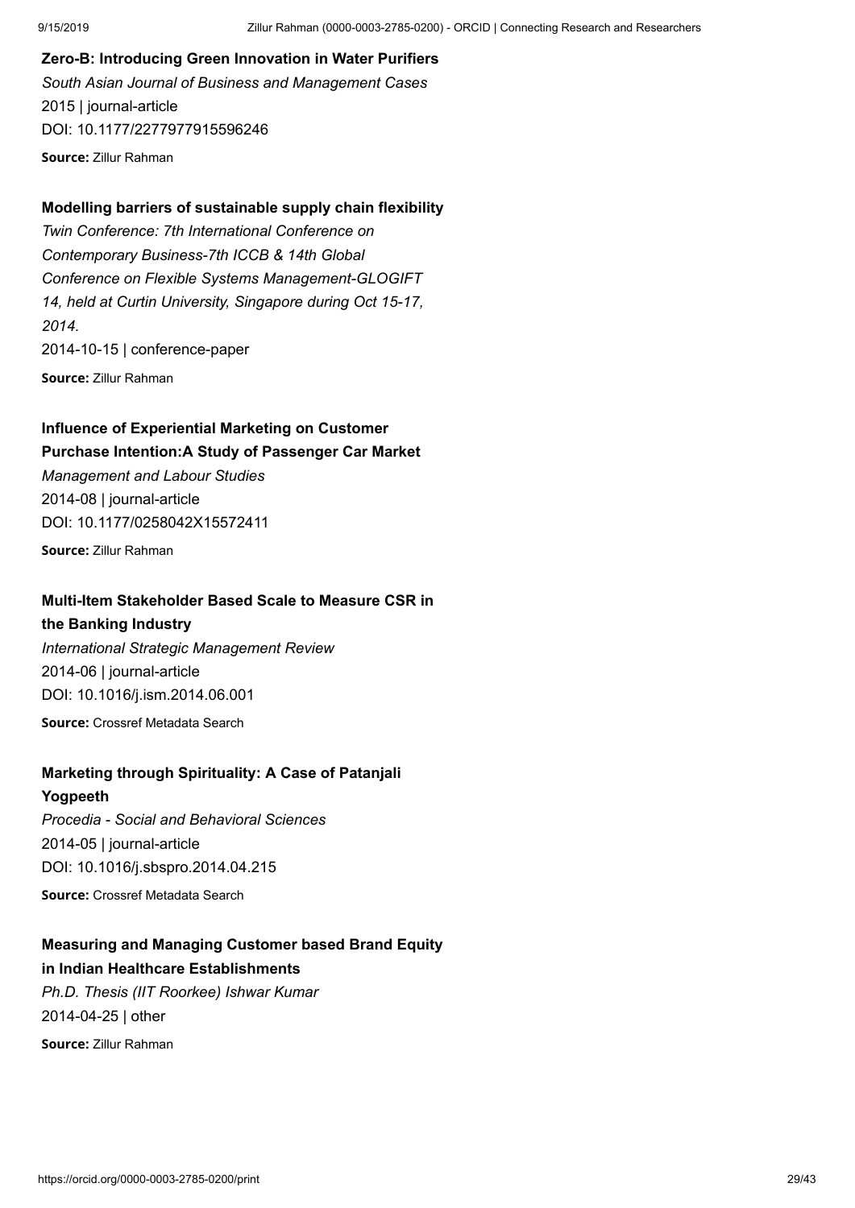**Zero-B: Introducing Green Innovation in Water Purifiers**

*South Asian Journal of Business and Management Cases*

2015 | journal-article

DOI: 10.1177/2277977915596246

**Source:** Zillur Rahman

**Modelling barriers of sustainable supply chain flexibility**

*Twin Conference: 7th International Conference on Contemporary Business-7th ICCB & 14th Global Conference on Flexible Systems Management-GLOGIFT 14, held at Curtin University, Singapore during Oct 15-17, 2014.*

2014-10-15 | conference-paper

**Source:** Zillur Rahman

**Influence of Experiential Marketing on Customer Purchase Intention:A Study of Passenger Car Market**

*Management and Labour Studies*

2014-08 | journal-article

DOI: 10.1177/0258042X15572411

**Source:** Zillur Rahman

**Multi-Item Stakeholder Based Scale to Measure CSR in the Banking Industry**

*International Strategic Management Review*

2014-06 | journal-article

DOI: 10.1016/j.ism.2014.06.001

**Source:** Crossref Metadata Search

**Marketing through Spirituality: A Case of Patanjali Yogpeeth**

*Procedia - Social and Behavioral Sciences*

2014-05 | journal-article

DOI: 10.1016/j.sbspro.2014.04.215

**Source:** Crossref Metadata Search

**Measuring and Managing Customer based Brand Equity in Indian Healthcare Establishments**

*Ph.D. Thesis (IIT Roorkee) Ishwar Kumar*

2014-04-25 | other

**Source:** Zillur Rahman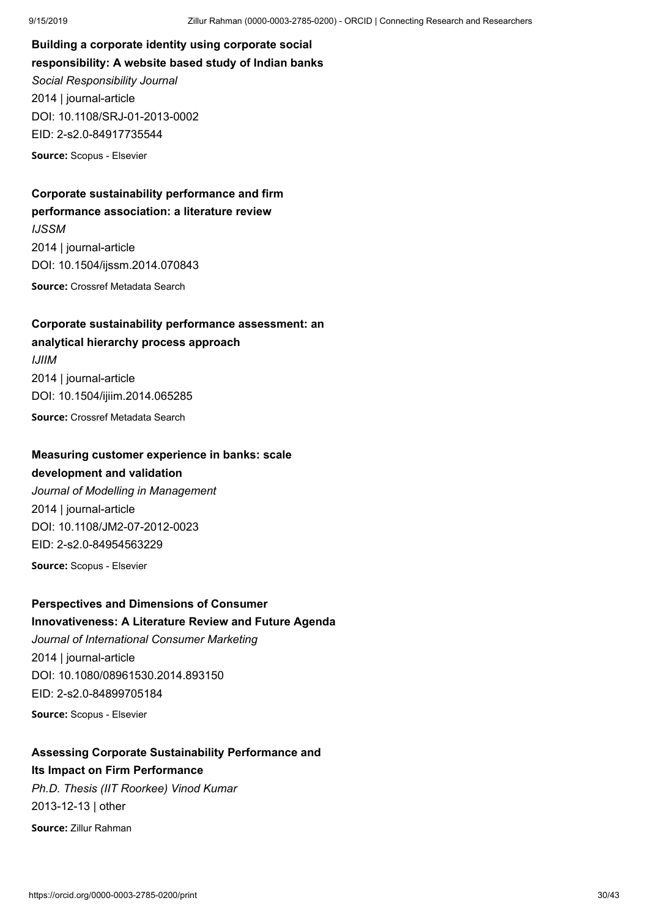**Building a corporate identity using corporate social responsibility: A website based study of Indian banks**

*Social Responsibility Journal*

2014 | journal-article

DOI: 10.1108/SRJ-01-2013-0002

EID: 2-s2.0-84917735544

**Source:** Scopus - Elsevier

**Corporate sustainability performance and firm performance association: a literature review**

*IJSSM*

2014 | journal-article

DOI: 10.1504/ijssm.2014.070843

**Source:** Crossref Metadata Search

**Corporate sustainability performance assessment: an analytical hierarchy process approach**

*IJIIM*

2014 | journal-article

DOI: 10.1504/ijiim.2014.065285

**Source:** Crossref Metadata Search

**Measuring customer experience in banks: scale development and validation**

*Journal of Modelling in Management*

2014 | journal-article

DOI: 10.1108/JM2-07-2012-0023

EID: 2-s2.0-84954563229

**Source:** Scopus - Elsevier

**Perspectives and Dimensions of Consumer Innovativeness: A Literature Review and Future Agenda**

*Journal of International Consumer Marketing*

2014 | journal-article

DOI: 10.1080/08961530.2014.893150

EID: 2-s2.0-84899705184

**Source:** Scopus - Elsevier

**Assessing Corporate Sustainability Performance and Its Impact on Firm Performance**

*Ph.D. Thesis (IIT Roorkee) Vinod Kumar*

2013-12-13 | other

**Source:** Zillur Rahman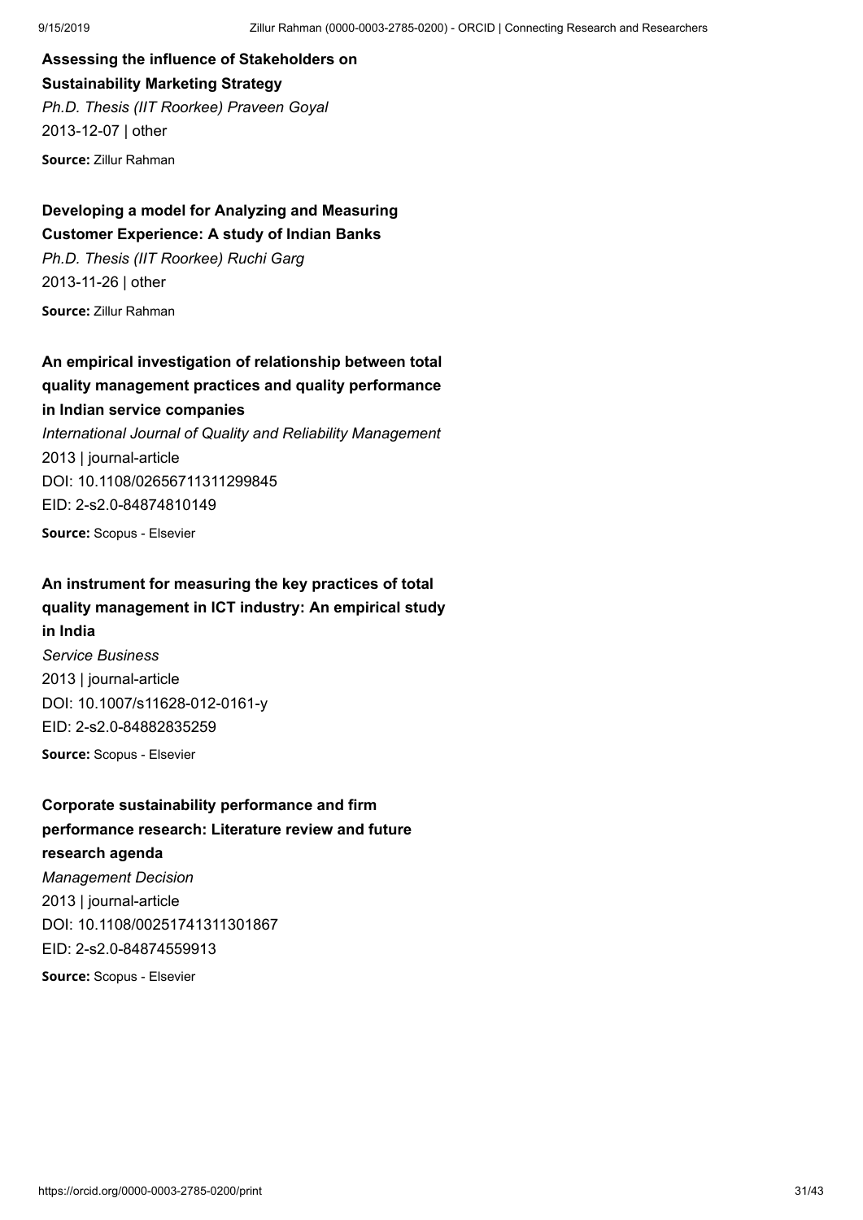**Assessing the influence of Stakeholders on Sustainability Marketing Strategy**

*Ph.D. Thesis (IIT Roorkee) Praveen Goyal*

2013-12-07 | other

**Source:** Zillur Rahman

**Developing a model for Analyzing and Measuring Customer Experience: A study of Indian Banks**

*Ph.D. Thesis (IIT Roorkee) Ruchi Garg*

2013-11-26 | other

**Source:** Zillur Rahman

**An empirical investigation of relationship between total quality management practices and quality performance in Indian service companies**

*International Journal of Quality and Reliability Management*

2013 | journal-article

DOI: 10.1108/02656711311299845

EID: 2-s2.0-84874810149

**Source:** Scopus - Elsevier

**An instrument for measuring the key practices of total quality management in ICT industry: An empirical study in India**

*Service Business*

2013 | journal-article

DOI: 10.1007/s11628-012-0161-y

EID: 2-s2.0-84882835259

**Source:** Scopus - Elsevier

**Corporate sustainability performance and firm performance research: Literature review and future research agenda**

*Management Decision*

2013 | journal-article

DOI: 10.1108/00251741311301867

EID: 2-s2.0-84874559913

**Source:** Scopus - Elsevier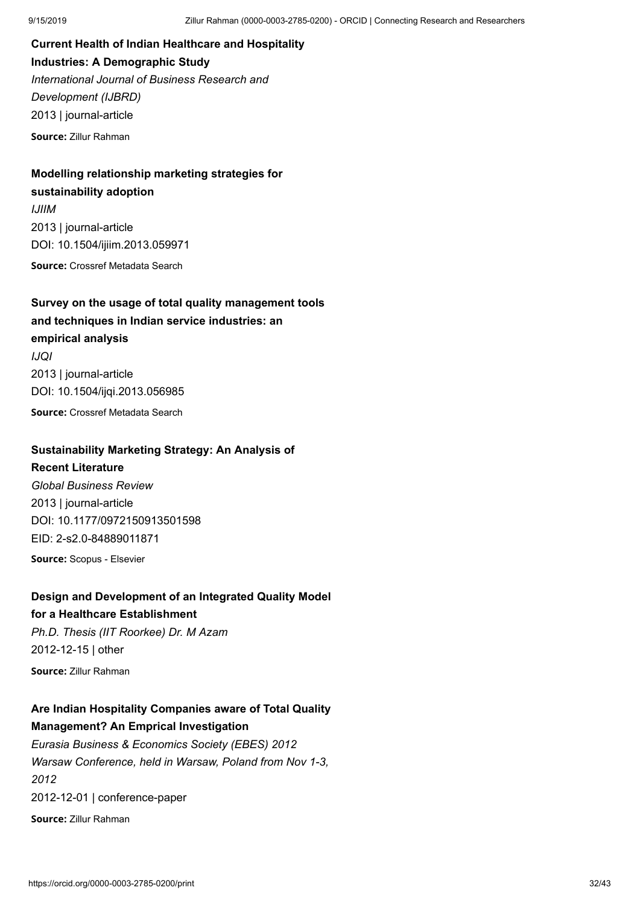**Current Health of Indian Healthcare and Hospitality Industries: A Demographic Study**

*International Journal of Business Research and Development (IJBRD)*

2013 | journal-article

**Source:** Zillur Rahman

**Modelling relationship marketing strategies for sustainability adoption**

*IJIIM*

2013 | journal-article

DOI: 10.1504/ijiim.2013.059971

**Source:** Crossref Metadata Search

**Survey on the usage of total quality management tools and techniques in Indian service industries: an empirical analysis**

*IJQI*

2013 | journal-article

DOI: 10.1504/ijqi.2013.056985

**Source:** Crossref Metadata Search

**Sustainability Marketing Strategy: An Analysis of Recent Literature**

*Global Business Review*

2013 | journal-article

DOI: 10.1177/0972150913501598

EID: 2-s2.0-84889011871

**Source:** Scopus - Elsevier

**Design and Development of an Integrated Quality Model for a Healthcare Establishment**

*Ph.D. Thesis (IIT Roorkee) Dr. M Azam*

2012-12-15 | other

**Source:** Zillur Rahman

**Are Indian Hospitality Companies aware of Total Quality Management? An Emprical Investigation**

*Eurasia Business & Economics Society (EBES) 2012 Warsaw Conference, held in Warsaw, Poland from Nov 1-3, 2012*

2012-12-01 | conference-paper

**Source:** Zillur Rahman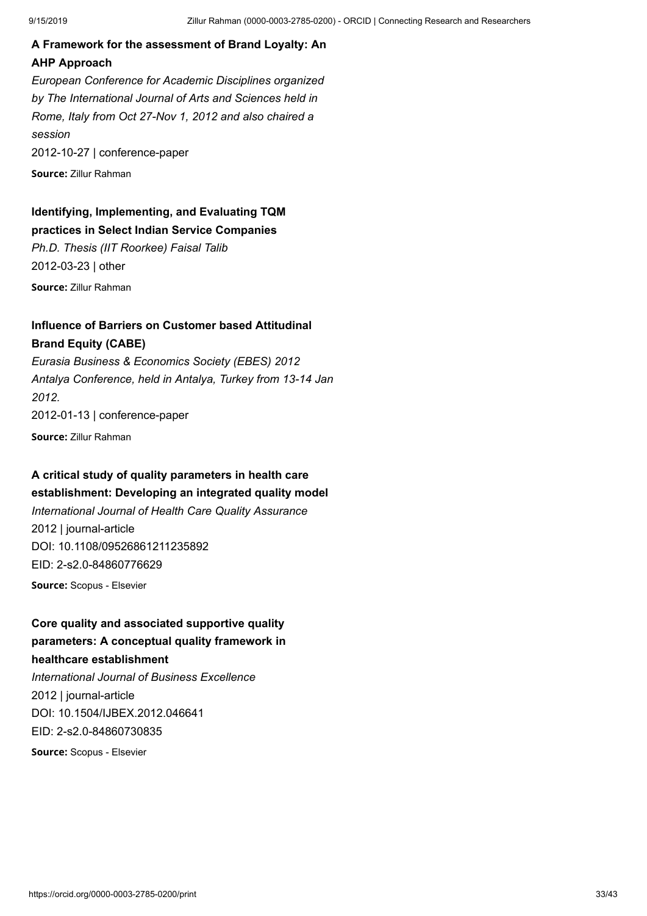### A Framework for the assessment of Brand Loyalty: An AHP Approach

*European Conference for Academic Disciplines organized by The International Journal of Arts and Sciences held in Rome, Italy from Oct 27-Nov 1, 2012 and also chaired a session*

2012-10-27 | conference-paper

**Source:** Zillur Rahman

### Identifying, Implementing, and Evaluating TQM practices in Select Indian Service Companies

*Ph.D. Thesis (IIT Roorkee) Faisal Talib*

2012-03-23 | other

**Source:** Zillur Rahman

### Influence of Barriers on Customer based Attitudinal Brand Equity (CABE)

*Eurasia Business & Economics Society (EBES) 2012 Antalya Conference, held in Antalya, Turkey from 13-14 Jan 2012.*

2012-01-13 | conference-paper

**Source:** Zillur Rahman

### A critical study of quality parameters in health care establishment: Developing an integrated quality model

*International Journal of Health Care Quality Assurance*

2012 | journal-article

DOI: 10.1108/09526861211235892

EID: 2-s2.0-84860776629

**Source:** Scopus - Elsevier

### Core quality and associated supportive quality parameters: A conceptual quality framework in healthcare establishment

*International Journal of Business Excellence*

2012 | journal-article

DOI: 10.1504/IJBEX.2012.046641

EID: 2-s2.0-84860730835

**Source:** Scopus - Elsevier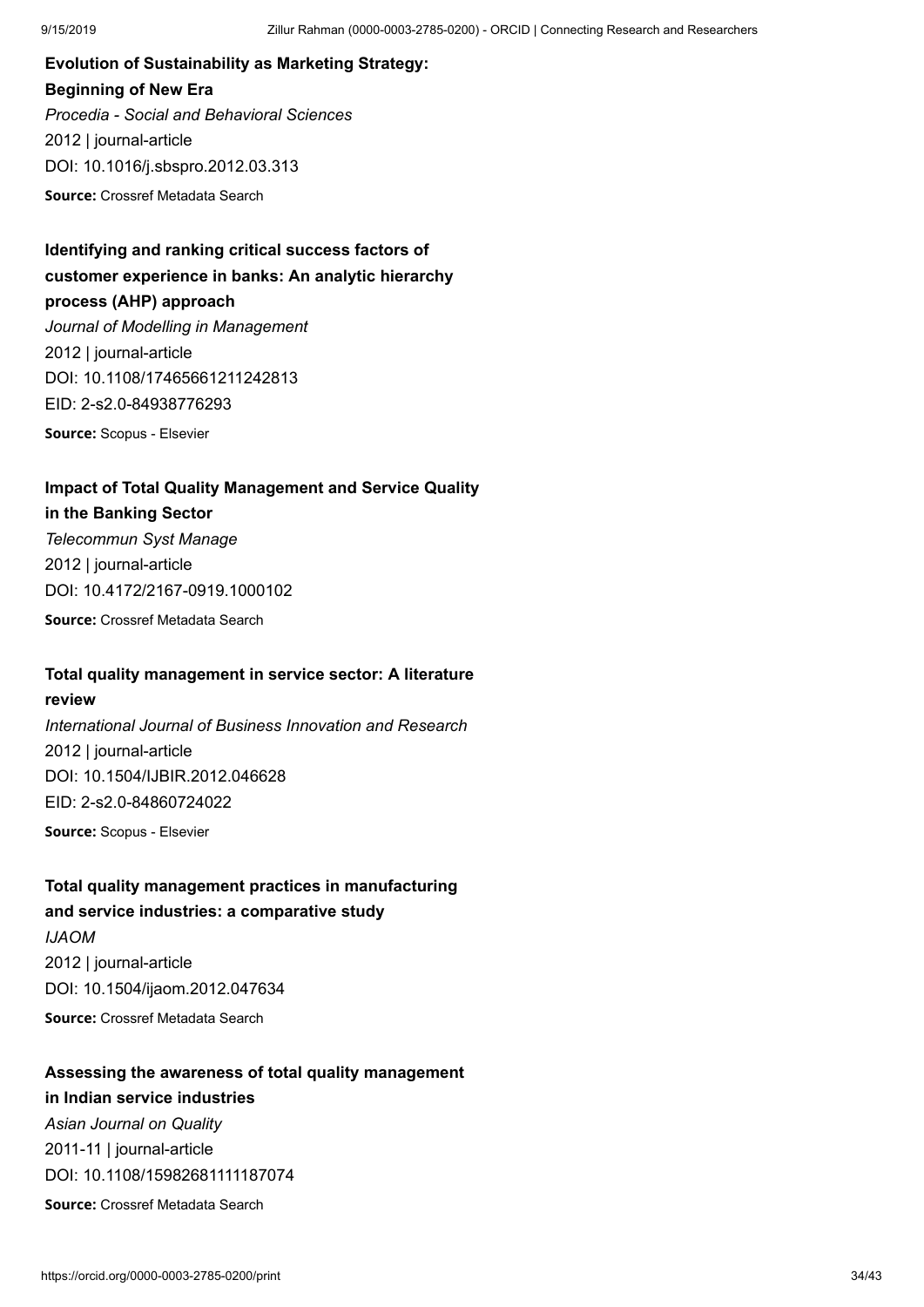**Evolution of Sustainability as Marketing Strategy: Beginning of New Era**

*Procedia - Social and Behavioral Sciences*

2012 | journal-article

DOI: 10.1016/j.sbspro.2012.03.313

**Source:** Crossref Metadata Search

**Identifying and ranking critical success factors of customer experience in banks: An analytic hierarchy process (AHP) approach**

*Journal of Modelling in Management*

2012 | journal-article

DOI: 10.1108/17465661211242813

EID: 2-s2.0-84938776293

**Source:** Scopus - Elsevier

**Impact of Total Quality Management and Service Quality in the Banking Sector**

*Telecommun Syst Manage*

2012 | journal-article

DOI: 10.4172/2167-0919.1000102

**Source:** Crossref Metadata Search

**Total quality management in service sector: A literature review**

*International Journal of Business Innovation and Research*

2012 | journal-article

DOI: 10.1504/IJBIR.2012.046628

EID: 2-s2.0-84860724022

**Source:** Scopus - Elsevier

**Total quality management practices in manufacturing and service industries: a comparative study**

*IJAOM*

2012 | journal-article

DOI: 10.1504/ijaom.2012.047634

**Source:** Crossref Metadata Search

**Assessing the awareness of total quality management in Indian service industries**

*Asian Journal on Quality*

2011-11 | journal-article

DOI: 10.1108/15982681111187074

**Source:** Crossref Metadata Search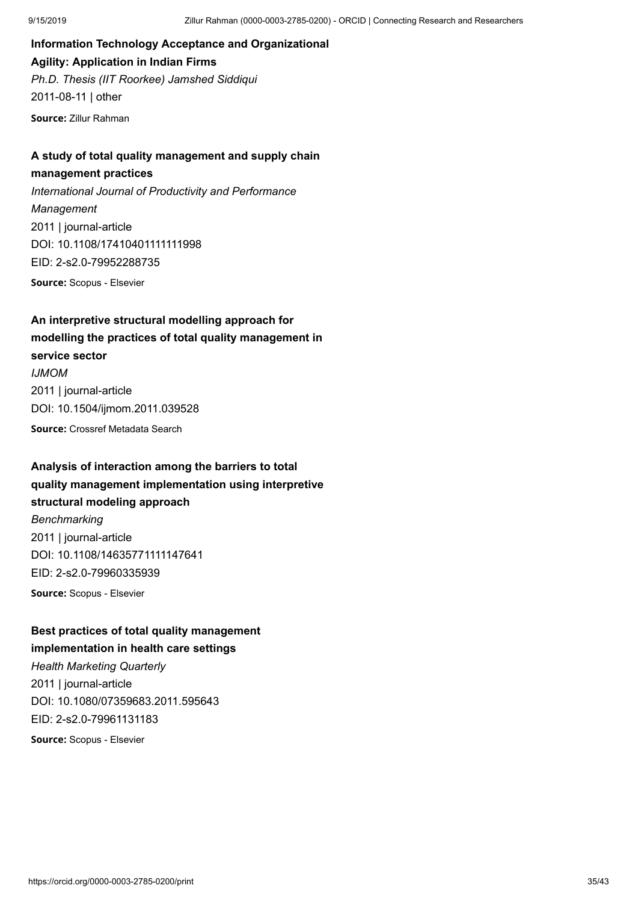**Information Technology Acceptance and Organizational Agility: Application in Indian Firms**

*Ph.D. Thesis (IIT Roorkee) Jamshed Siddiqui*

2011-08-11 | other

**Source:** Zillur Rahman

**A study of total quality management and supply chain management practices**

*International Journal of Productivity and Performance Management*

2011 | journal-article

DOI: 10.1108/17410401111111998

EID: 2-s2.0-79952288735

**Source:** Scopus - Elsevier

**An interpretive structural modelling approach for modelling the practices of total quality management in service sector**

*IJMOM*

2011 | journal-article

DOI: 10.1504/ijmom.2011.039528

**Source:** Crossref Metadata Search

**Analysis of interaction among the barriers to total quality management implementation using interpretive structural modeling approach**

*Benchmarking*

2011 | journal-article

DOI: 10.1108/14635771111147641

EID: 2-s2.0-79960335939

**Source:** Scopus - Elsevier

**Best practices of total quality management implementation in health care settings**

*Health Marketing Quarterly*

2011 | journal-article

DOI: 10.1080/07359683.2011.595643

EID: 2-s2.0-79961131183

**Source:** Scopus - Elsevier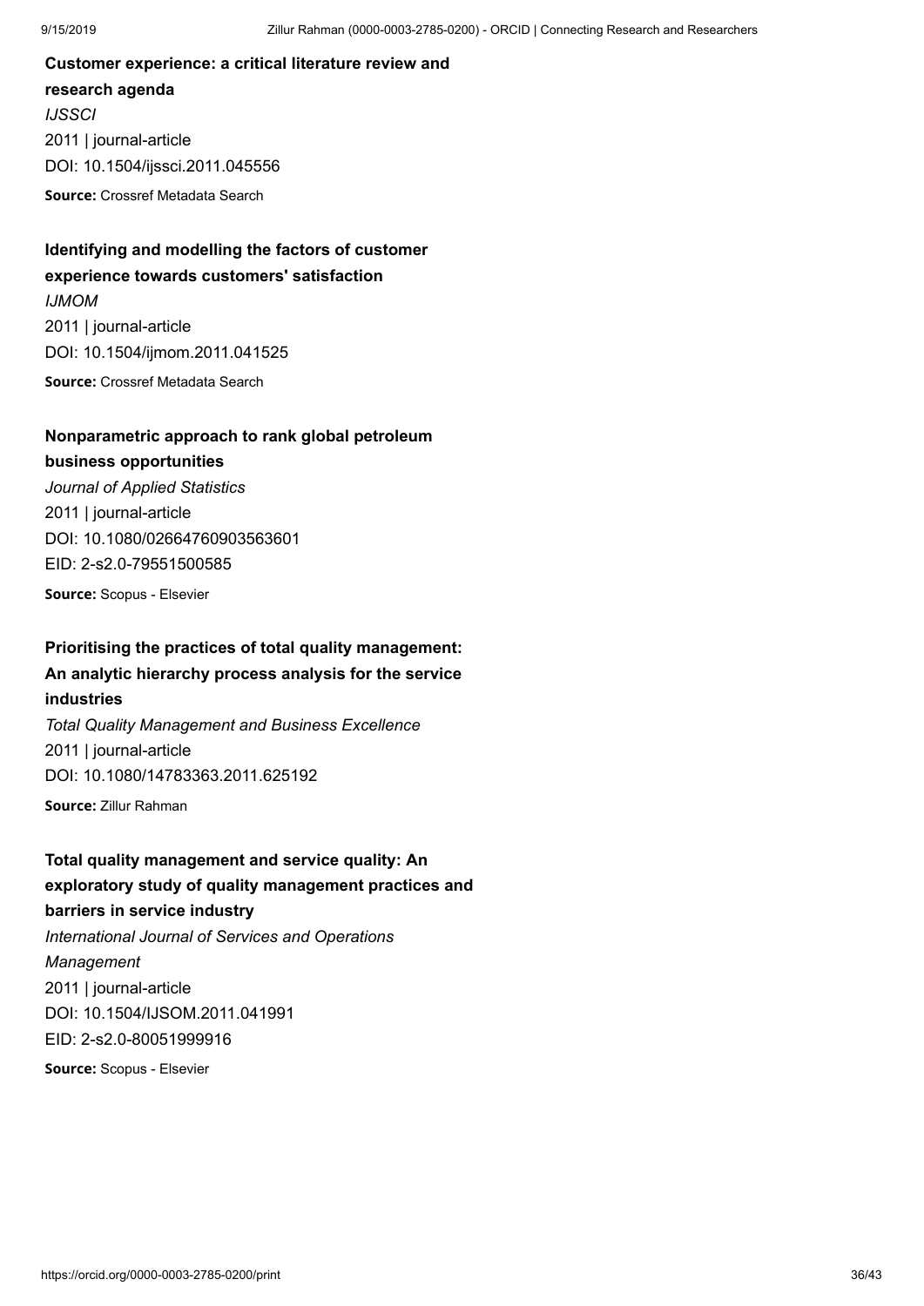**Customer experience: a critical literature review and research agenda**

*IJSSCI*

2011 | journal-article

DOI: 10.1504/ijssci.2011.045556

**Source:** Crossref Metadata Search

**Identifying and modelling the factors of customer experience towards customers' satisfaction**

*IJMOM*

2011 | journal-article

DOI: 10.1504/ijmom.2011.041525

**Source:** Crossref Metadata Search

**Nonparametric approach to rank global petroleum business opportunities**

*Journal of Applied Statistics*

2011 | journal-article

DOI: 10.1080/02664760903563601

EID: 2-s2.0-79551500585

**Source:** Scopus - Elsevier

**Prioritising the practices of total quality management: An analytic hierarchy process analysis for the service industries**

*Total Quality Management and Business Excellence*

2011 | journal-article

DOI: 10.1080/14783363.2011.625192

**Source:** Zillur Rahman

**Total quality management and service quality: An exploratory study of quality management practices and barriers in service industry**

*International Journal of Services and Operations Management*

2011 | journal-article

DOI: 10.1504/IJSOM.2011.041991

EID: 2-s2.0-80051999916

**Source:** Scopus - Elsevier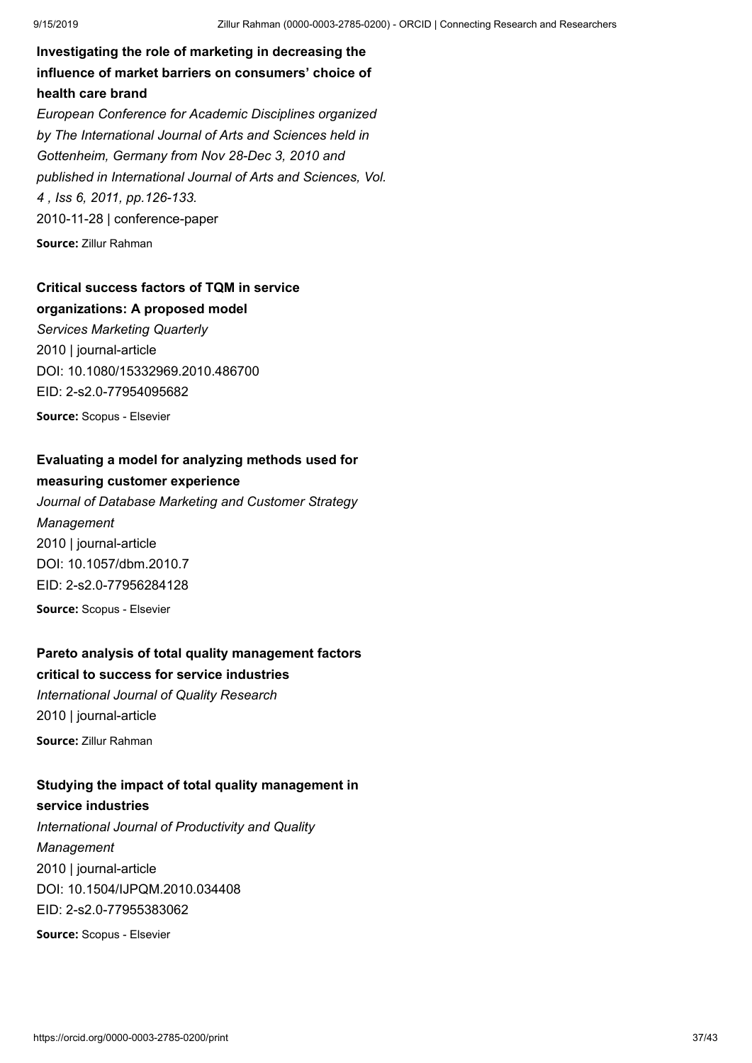**Investigating the role of marketing in decreasing the influence of market barriers on consumers' choice of health care brand**

*European Conference for Academic Disciplines organized by The International Journal of Arts and Sciences held in Gottenheim, Germany from Nov 28-Dec 3, 2010 and published in International Journal of Arts and Sciences, Vol. 4 , Iss 6, 2011, pp.126-133.*

2010-11-28 | conference-paper

**Source:** Zillur Rahman

**Critical success factors of TQM in service organizations: A proposed model**

*Services Marketing Quarterly*

2010 | journal-article

DOI: 10.1080/15332969.2010.486700

EID: 2-s2.0-77954095682

**Source:** Scopus - Elsevier

**Evaluating a model for analyzing methods used for measuring customer experience**

*Journal of Database Marketing and Customer Strategy Management*

2010 | journal-article

DOI: 10.1057/dbm.2010.7

EID: 2-s2.0-77956284128

**Source:** Scopus - Elsevier

**Pareto analysis of total quality management factors critical to success for service industries**

*International Journal of Quality Research*

2010 | journal-article

**Source:** Zillur Rahman

**Studying the impact of total quality management in service industries**

*International Journal of Productivity and Quality Management*

2010 | journal-article

DOI: 10.1504/IJPQM.2010.034408

EID: 2-s2.0-77955383062

**Source:** Scopus - Elsevier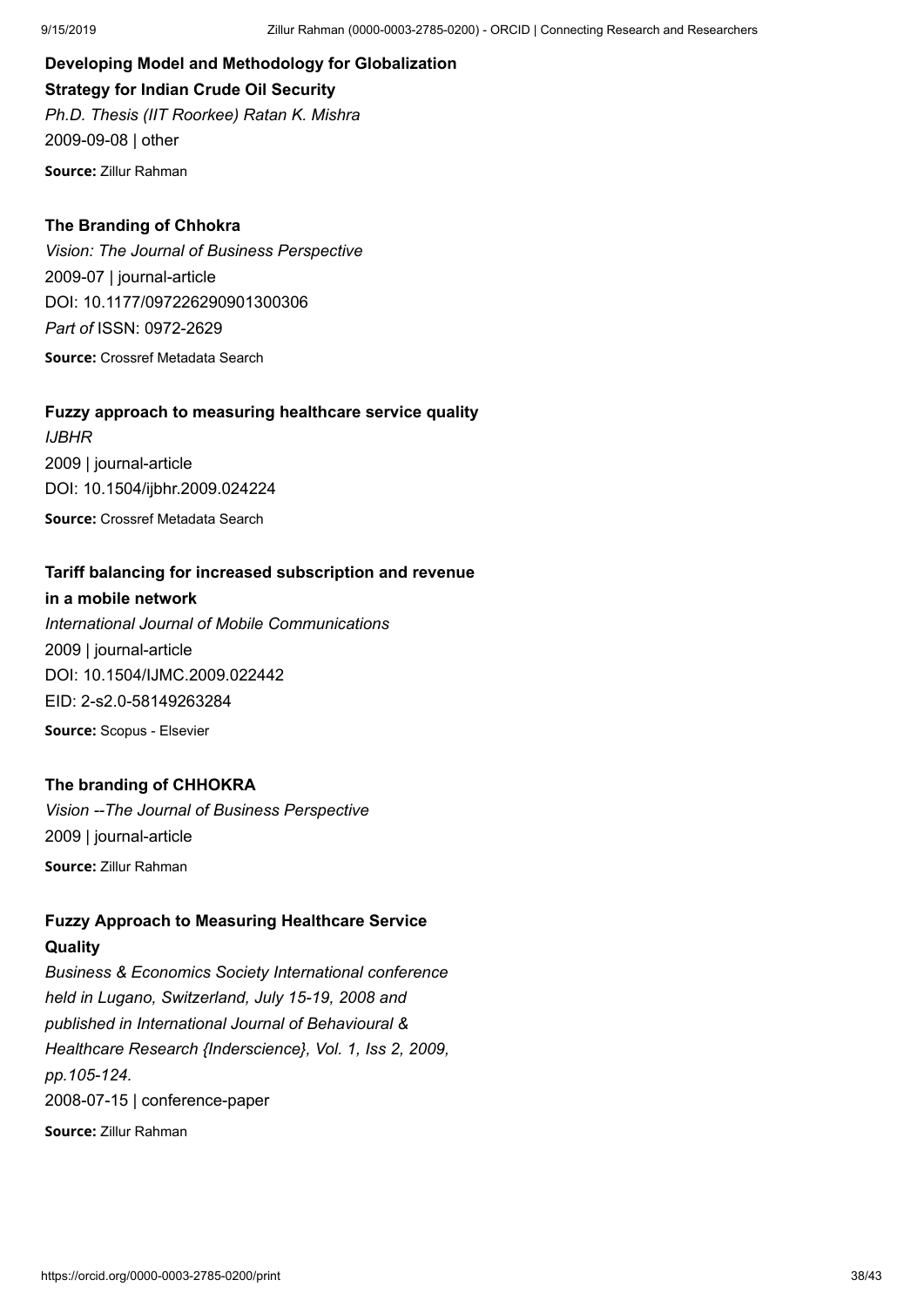**Developing Model and Methodology for Globalization Strategy for Indian Crude Oil Security**

*Ph.D. Thesis (IIT Roorkee) Ratan K. Mishra*

2009-09-08 | other

**Source:** Zillur Rahman

**The Branding of Chhokra**

*Vision: The Journal of Business Perspective*

2009-07 | journal-article

DOI: 10.1177/097226290901300306

*Part of* ISSN: 0972-2629

**Source:** Crossref Metadata Search

**Fuzzy approach to measuring healthcare service quality**

*IJBHR*

2009 | journal-article

DOI: 10.1504/ijbhr.2009.024224

**Source:** Crossref Metadata Search

**Tariff balancing for increased subscription and revenue in a mobile network**

*International Journal of Mobile Communications*

2009 | journal-article

DOI: 10.1504/IJMC.2009.022442

EID: 2-s2.0-58149263284

**Source:** Scopus - Elsevier

**The branding of CHHOKRA**

*Vision --The Journal of Business Perspective*

2009 | journal-article

**Source:** Zillur Rahman

**Fuzzy Approach to Measuring Healthcare Service Quality**

*Business & Economics Society International conference held in Lugano, Switzerland, July 15-19, 2008 and published in International Journal of Behavioural & Healthcare Research {Inderscience}, Vol. 1, Iss 2, 2009, pp.105-124.*

2008-07-15 | conference-paper

**Source:** Zillur Rahman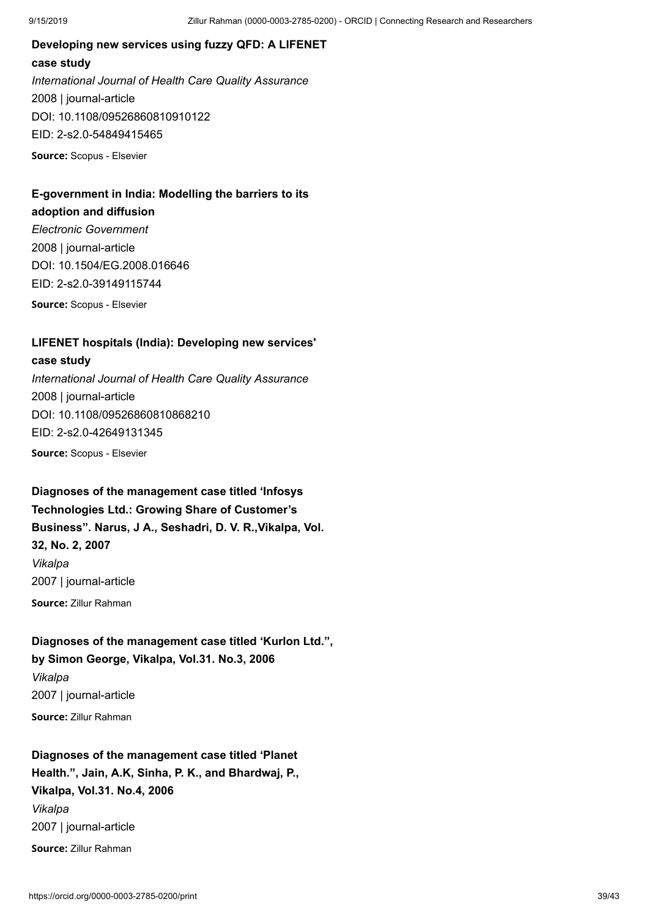**Developing new services using fuzzy QFD: A LIFENET case study**

*International Journal of Health Care Quality Assurance*

2008 | journal-article

DOI: 10.1108/09526860810910122

EID: 2-s2.0-54849415465

**Source:** Scopus - Elsevier

**E-government in India: Modelling the barriers to its adoption and diffusion**

*Electronic Government*

2008 | journal-article

DOI: 10.1504/EG.2008.016646

EID: 2-s2.0-39149115744

**Source:** Scopus - Elsevier

**LIFENET hospitals (India): Developing new services' case study**

*International Journal of Health Care Quality Assurance*

2008 | journal-article

DOI: 10.1108/09526860810868210

EID: 2-s2.0-42649131345

**Source:** Scopus - Elsevier

**Diagnoses of the management case titled 'Infosys Technologies Ltd.: Growing Share of Customer's Business". Narus, J A., Seshadri, D. V. R.,Vikalpa, Vol. 32, No. 2, 2007**

*Vikalpa*

2007 | journal-article

**Source:** Zillur Rahman

**Diagnoses of the management case titled 'Kurlon Ltd.", by Simon George, Vikalpa, Vol.31. No.3, 2006**

*Vikalpa*

2007 | journal-article

**Source:** Zillur Rahman

**Diagnoses of the management case titled 'Planet Health.", Jain, A.K, Sinha, P. K., and Bhardwaj, P., Vikalpa, Vol.31. No.4, 2006**

*Vikalpa*

2007 | journal-article

**Source:** Zillur Rahman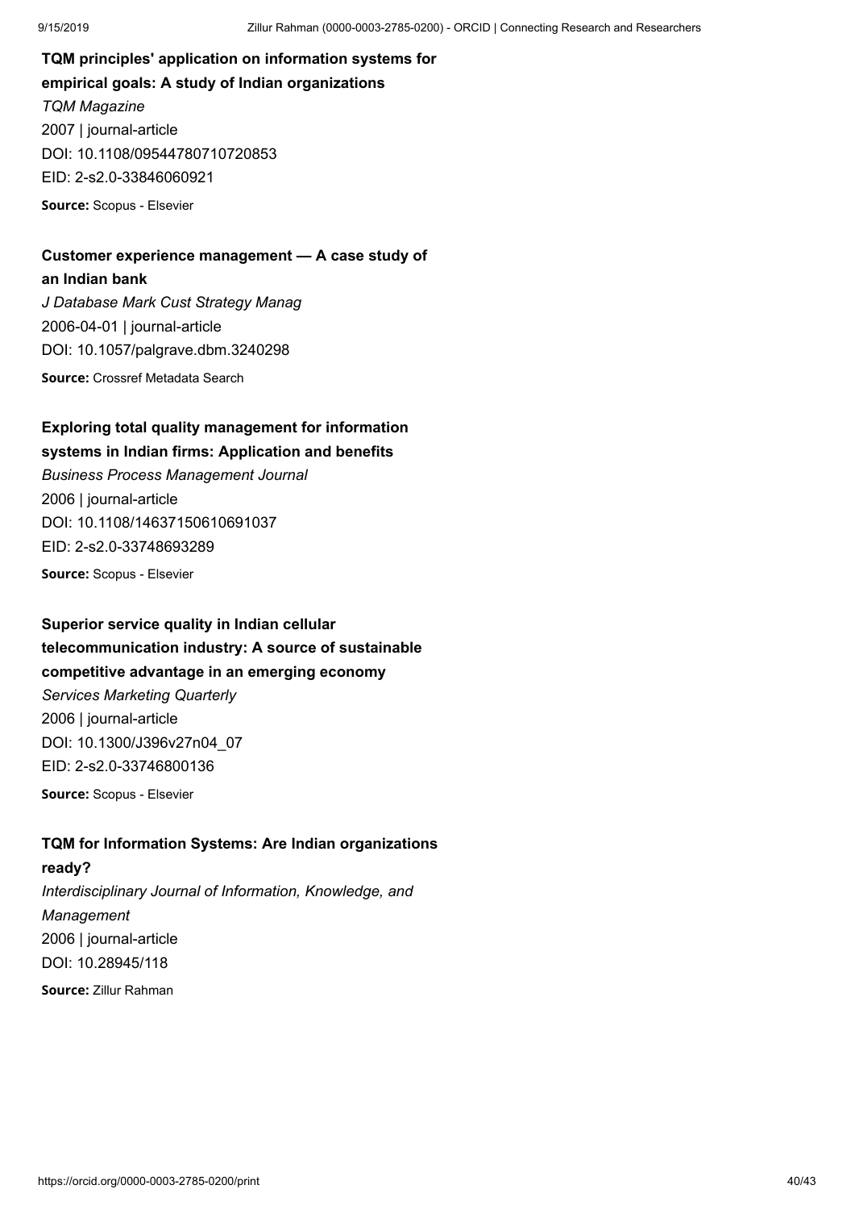**TQM principles' application on information systems for empirical goals: A study of Indian organizations**

*TQM Magazine*

2007 | journal-article

DOI: 10.1108/09544780710720853

EID: 2-s2.0-33846060921

**Source:** Scopus - Elsevier

**Customer experience management — A case study of an Indian bank**

*J Database Mark Cust Strategy Manag*

2006-04-01 | journal-article

DOI: 10.1057/palgrave.dbm.3240298

**Source:** Crossref Metadata Search

**Exploring total quality management for information systems in Indian firms: Application and benefits**

*Business Process Management Journal*

2006 | journal-article

DOI: 10.1108/14637150610691037

EID: 2-s2.0-33748693289

**Source:** Scopus - Elsevier

**Superior service quality in Indian cellular telecommunication industry: A source of sustainable competitive advantage in an emerging economy**

*Services Marketing Quarterly*

2006 | journal-article

DOI: 10.1300/J396v27n04_07

EID: 2-s2.0-33746800136

**Source:** Scopus - Elsevier

**TQM for Information Systems: Are Indian organizations ready?**

*Interdisciplinary Journal of Information, Knowledge, and Management*

2006 | journal-article

DOI: 10.28945/118

**Source:** Zillur Rahman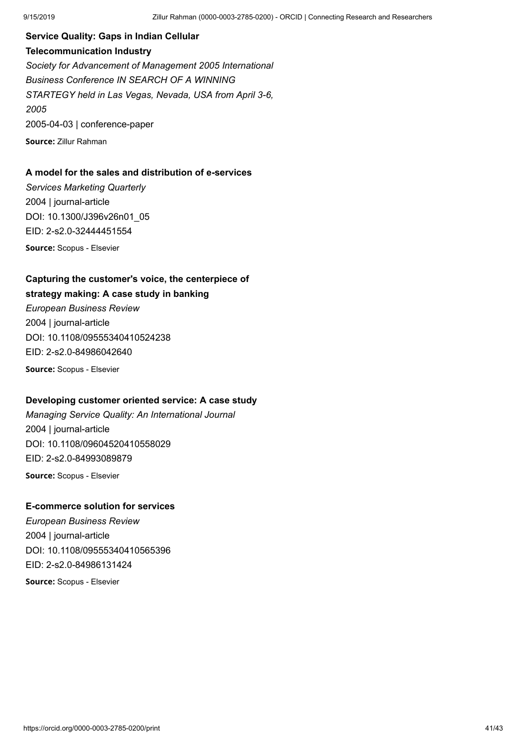**Service Quality: Gaps in Indian Cellular Telecommunication Industry**

*Society for Advancement of Management 2005 International Business Conference IN SEARCH OF A WINNING STARTEGY held in Las Vegas, Nevada, USA from April 3-6, 2005*

2005-04-03 | conference-paper

**Source:** Zillur Rahman

**A model for the sales and distribution of e-services**

*Services Marketing Quarterly*

2004 | journal-article

DOI: 10.1300/J396v26n01_05

EID: 2-s2.0-32444451554

**Source:** Scopus - Elsevier

**Capturing the customer's voice, the centerpiece of strategy making: A case study in banking**

*European Business Review*

2004 | journal-article

DOI: 10.1108/09555340410524238

EID: 2-s2.0-84986042640

**Source:** Scopus - Elsevier

**Developing customer oriented service: A case study**

*Managing Service Quality: An International Journal*

2004 | journal-article

DOI: 10.1108/09604520410558029

EID: 2-s2.0-84993089879

**Source:** Scopus - Elsevier

**E-commerce solution for services**

*European Business Review*

2004 | journal-article

DOI: 10.1108/09555340410565396

EID: 2-s2.0-84986131424

**Source:** Scopus - Elsevier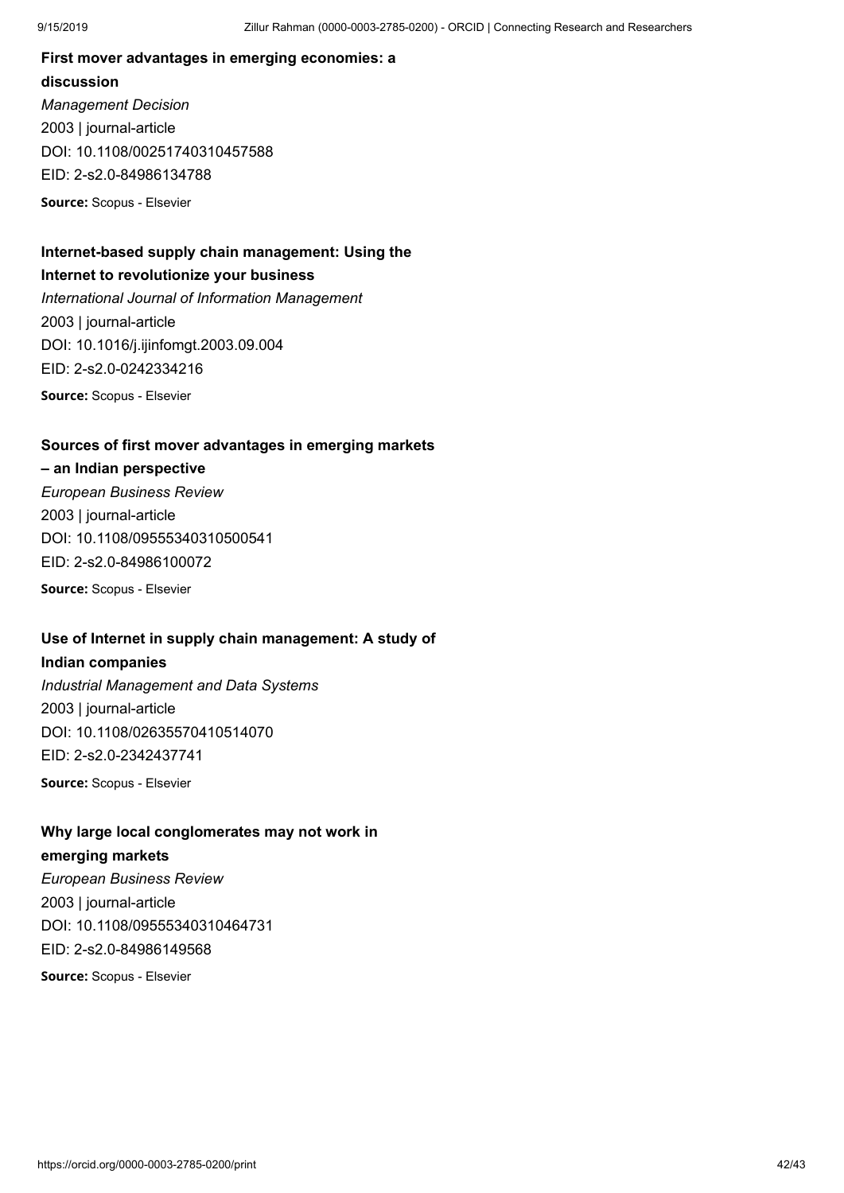**First mover advantages in emerging economies: a discussion**

*Management Decision*

2003 | journal-article

DOI: 10.1108/00251740310457588

EID: 2-s2.0-84986134788

**Source:** Scopus - Elsevier

**Internet-based supply chain management: Using the Internet to revolutionize your business**

*International Journal of Information Management*

2003 | journal-article

DOI: 10.1016/j.ijinfomgt.2003.09.004

EID: 2-s2.0-0242334216

**Source:** Scopus - Elsevier

**Sources of first mover advantages in emerging markets – an Indian perspective**

*European Business Review*

2003 | journal-article

DOI: 10.1108/09555340310500541

EID: 2-s2.0-84986100072

**Source:** Scopus - Elsevier

**Use of Internet in supply chain management: A study of Indian companies**

*Industrial Management and Data Systems*

2003 | journal-article

DOI: 10.1108/02635570410514070

EID: 2-s2.0-2342437741

**Source:** Scopus - Elsevier

**Why large local conglomerates may not work in emerging markets**

*European Business Review*

2003 | journal-article

DOI: 10.1108/09555340310464731

EID: 2-s2.0-84986149568

**Source:** Scopus - Elsevier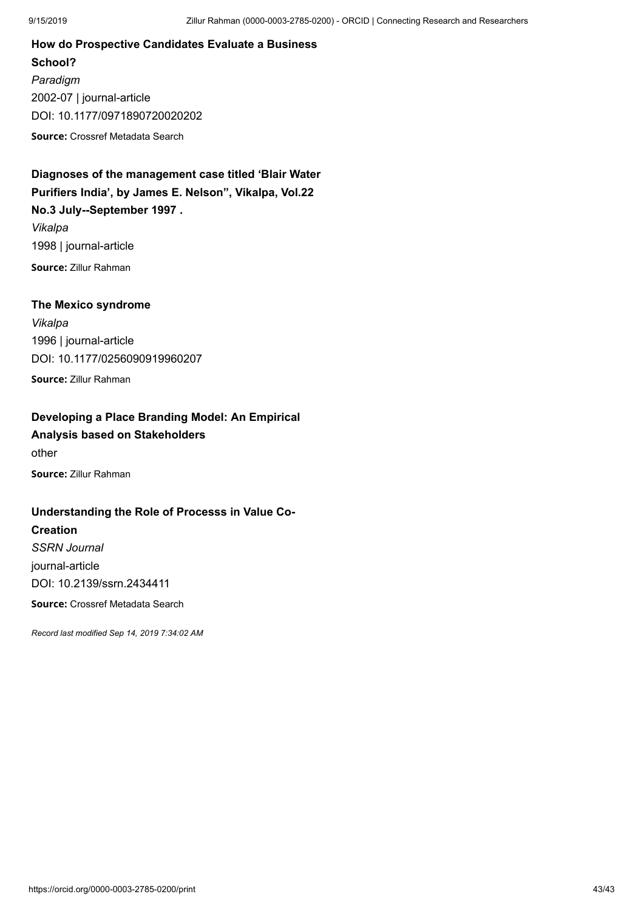**How do Prospective Candidates Evaluate a Business School?**

*Paradigm*

2002-07 | journal-article

DOI: 10.1177/0971890720020202

**Source:** Crossref Metadata Search

**Diagnoses of the management case titled 'Blair Water Purifiers India', by James E. Nelson", Vikalpa, Vol.22 No.3 July--September 1997 .**

*Vikalpa*

1998 | journal-article

**Source:** Zillur Rahman

**The Mexico syndrome**

*Vikalpa*

1996 | journal-article

DOI: 10.1177/0256090919960207

**Source:** Zillur Rahman

**Developing a Place Branding Model: An Empirical Analysis based on Stakeholders**

other

**Source:** Zillur Rahman

**Understanding the Role of Processs in Value Co-Creation**

*SSRN Journal*

journal-article

DOI: 10.2139/ssrn.2434411

**Source:** Crossref Metadata Search

*Record last modified Sep 14, 2019 7:34:02 AM*